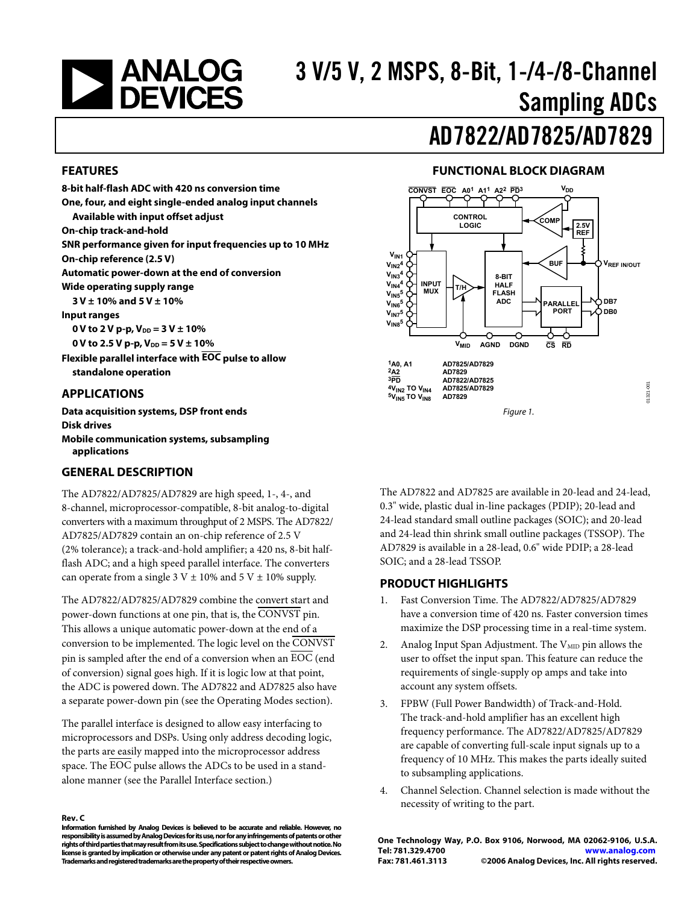# 3 V/5 V, 2 MSPS, 8-Bit, 1-/4-/8-Channel Sampling ADCs

# AD7822/AD7825/AD7829

## FEATURES

**8-bit half-flash ADC with 420 ns conversion time**
**One, four, and eight single-ended analog input channels**
**Available with input offset adjust**
**On-chip track-and-hold**
**SNR performance given for input frequencies up to 10 MHz**
**On-chip reference (2.5 V)**
**Automatic power-down at the end of conversion**
**Wide operating supply range**
**3 V ± 10% and 5 V ± 10%**
**Input ranges**
**0 V to 2 V p-p, $V_{DD}$ = 3 V ± 10%**
**0 V to 2.5 V p-p, $V_{DD}$ = 5 V ± 10%**
**Flexible parallel interface with $\overline{EOC}$ pulse to allow standalone operation**

## APPLICATIONS

**Data acquisition systems, DSP front ends**
**Disk drives**
**Mobile communication systems, subsampling applications**

## FUNCTIONAL BLOCK DIAGRAM

[1]A0, A1 AD7825/AD7829
[2]$\overline{A2}$ AD7829
[3]$\overline{PD}$ AD7822/AD7825
[4]$V_{IN2}$ TO $V_{IN4}$ AD7825/AD7829
[5]$V_{IN5}$ TO $V_{IN8}$ AD7829

*Figure 1.*

## GENERAL DESCRIPTION

The AD7822/AD7825/AD7829 are high speed, 1-, 4-, and 8-channel, microprocessor-compatible, 8-bit analog-to-digital converters with a maximum throughput of 2 MSPS. The AD7822/AD7825/AD7829 contain an on-chip reference of 2.5 V (2% tolerance); a track-and-hold amplifier; a 420 ns, 8-bit half-flash ADC; and a high speed parallel interface. The converters can operate from a single 3 V ± 10% and 5 V ± 10% supply.

The AD7822/AD7825/AD7829 combine the convert start and power-down functions at one pin, that is, the $\overline{CONVST}$ pin. This allows a unique automatic power-down at the end of a conversion to be implemented. The logic level on the $\overline{CONVST}$ pin is sampled after the end of a conversion when an $\overline{EOC}$ (end of conversion) signal goes high. If it is logic low at that point, the ADC is powered down. The AD7822 and AD7825 also have a separate power-down pin (see the Operating Modes section).

The parallel interface is designed to allow easy interfacing to microprocessors and DSPs. Using only address decoding logic, the parts are easily mapped into the microprocessor address space. The $\overline{EOC}$ pulse allows the ADCs to be used in a stand-alone manner (see the Parallel Interface section.)

The AD7822 and AD7825 are available in 20-lead and 24-lead, 0.3" wide, plastic dual in-line packages (PDIP); 20-lead and 24-lead standard small outline packages (SOIC); and 20-lead and 24-lead thin shrink small outline packages (TSSOP). The AD7829 is available in a 28-lead, 0.6" wide PDIP; a 28-lead SOIC; and a 28-lead TSSOP.

## PRODUCT HIGHLIGHTS

1. Fast Conversion Time. The AD7822/AD7825/AD7829 have a conversion time of 420 ns. Faster conversion times maximize the DSP processing time in a real-time system.
2. Analog Input Span Adjustment. The $V_{MID}$ pin allows the user to offset the input span. This feature can reduce the requirements of single-supply op amps and take into account any system offsets.
3. FPBW (Full Power Bandwidth) of Track-and-Hold. The track-and-hold amplifier has an excellent high frequency performance. The AD7822/AD7825/AD7829 are capable of converting full-scale input signals up to a frequency of 10 MHz. This makes the parts ideally suited to subsampling applications.
4. Channel Selection. Channel selection is made without the necessity of writing to the part.

**Rev. C**

**Information furnished by Analog Devices is believed to be accurate and reliable. However, no responsibility is assumed by Analog Devices for its use, nor for any infringements of patents or other rights of third parties that may result from its use. Specifications subject to change without notice. No license is granted by implication or otherwise under any patent or patent rights of Analog Devices. Trademarks and registered trademarks are the property of their respective owners.**

**One Technology Way, P.O. Box 9106, Norwood, MA 02062-9106, U.S.A.**
**Tel: 781.329.4700 www.analog.com**
**Fax: 781.461.3113 ©2006 Analog Devices, Inc. All rights reserved.**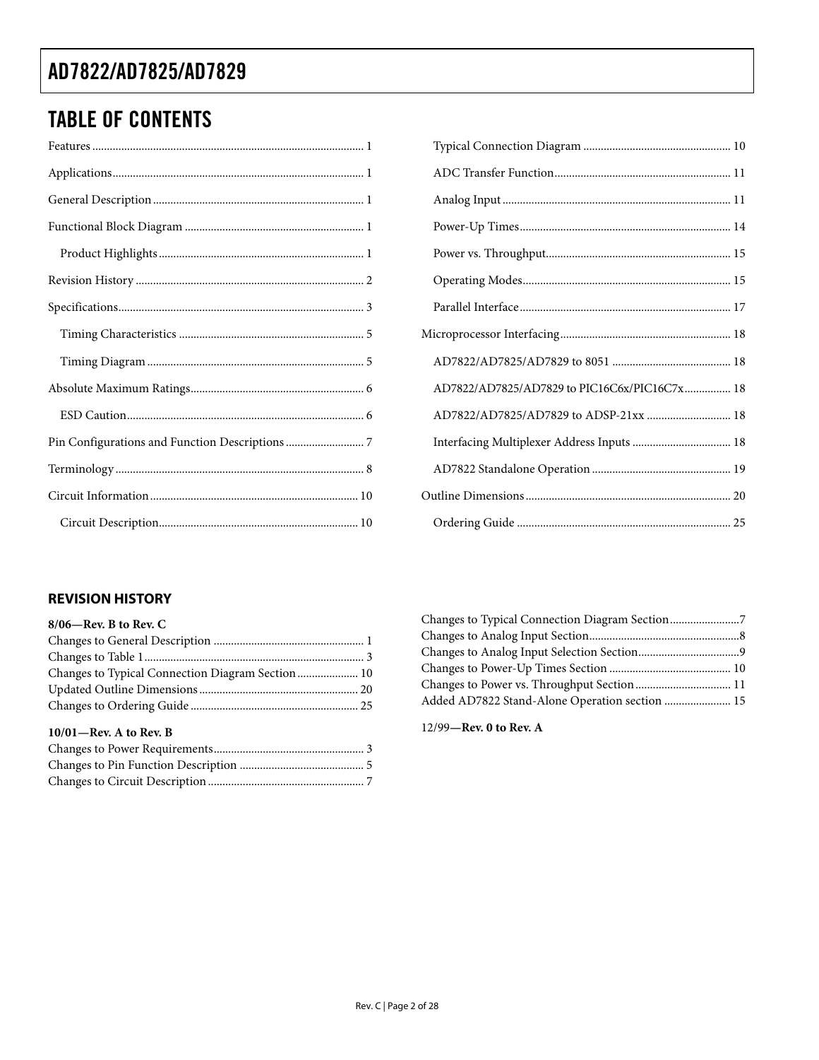## TABLE OF CONTENTS

Features ... 1
Applications ... 1
General Description ... 1
Functional Block Diagram ... 1
- Product Highlights ... 1

Revision History ... 2
Specifications ... 3
- Timing Characteristics ... 5
- Timing Diagram ... 5

Absolute Maximum Ratings ... 6
- ESD Caution ... 6

Pin Configurations and Function Descriptions ... 7
Terminology ... 8
Circuit Information ... 10
- Circuit Description ... 10
- Typical Connection Diagram ... 10
- ADC Transfer Function ... 11
- Analog Input ... 11
- Power-Up Times ... 14
- Power vs. Throughput ... 15
- Operating Modes ... 15
- Parallel Interface ... 17

Microprocessor Interfacing ... 18
- AD7822/AD7825/AD7829 to 8051 ... 18
- AD7822/AD7825/AD7829 to PIC16C6x/PIC16C7x ... 18
- AD7822/AD7825/AD7829 to ADSP-21xx ... 18
- Interfacing Multiplexer Address Inputs ... 18
- AD7822 Standalone Operation ... 19

Outline Dimensions ... 20
- Ordering Guide ... 25

### REVISION HISTORY

**8/06—Rev. B to Rev. C**

Changes to General Description ... 1
Changes to Table 1 ... 3
Changes to Typical Connection Diagram Section ... 10
Updated Outline Dimensions ... 20
Changes to Ordering Guide ... 25

**10/01—Rev. A to Rev. B**

Changes to Power Requirements ... 3
Changes to Pin Function Description ... 5
Changes to Circuit Description ... 7
Changes to Typical Connection Diagram Section ... 7
Changes to Analog Input Section ... 8
Changes to Analog Input Selection Section ... 9
Changes to Power-Up Times Section ... 10
Changes to Power vs. Throughput Section ... 11
Added AD7822 Stand-Alone Operation section ... 15

12/99—**Rev. 0 to Rev. A**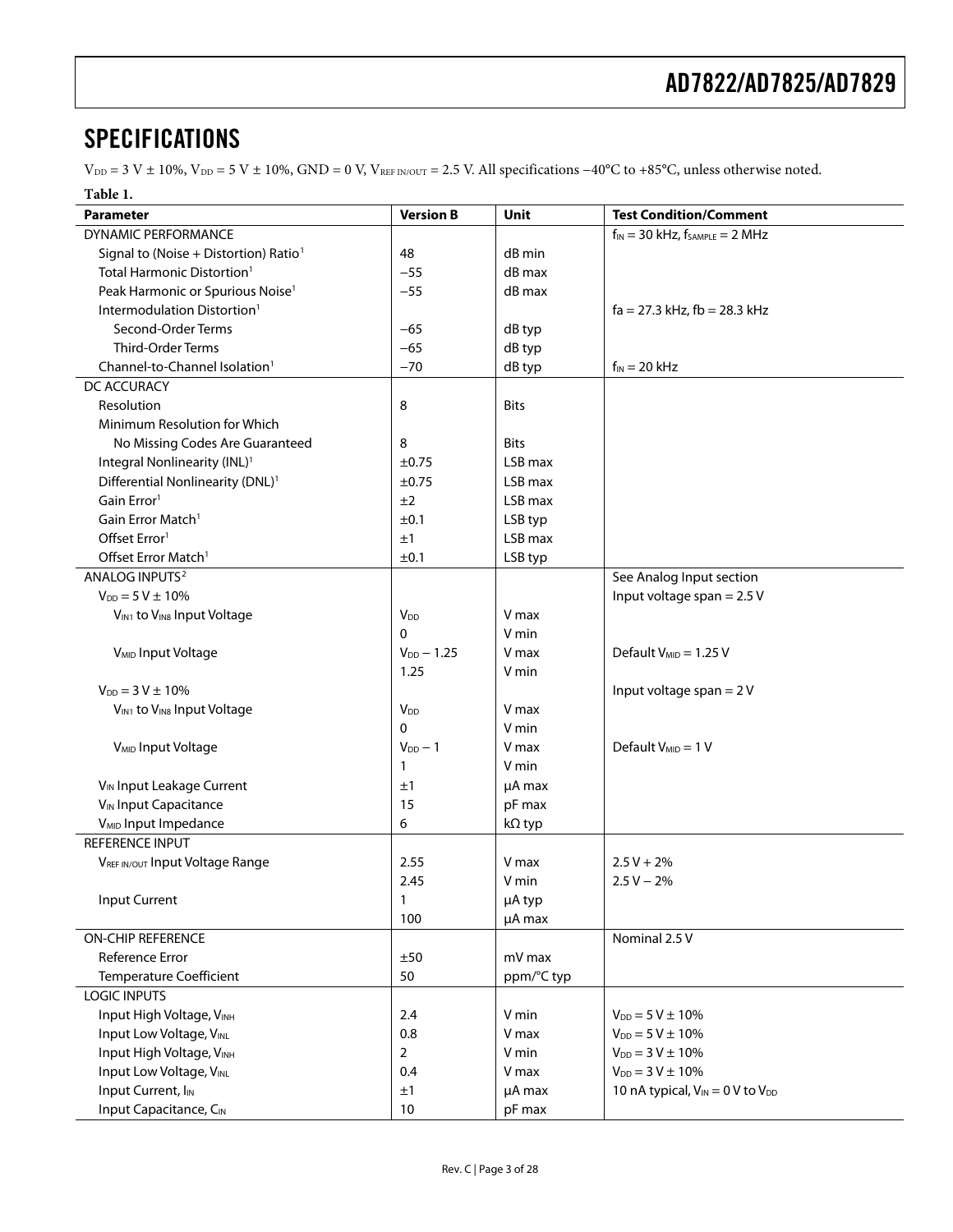## SPECIFICATIONS

$V_{DD}$ = 3 V ± 10%, $V_{DD}$ = 5 V ± 10%, GND = 0 V, $V_{REF\ IN/OUT}$ = 2.5 V. All specifications −40°C to +85°C, unless otherwise noted.

**Table 1.**

| Parameter | Version B | Unit | Test Condition/Comment |
|---|---|---|---|
| DYNAMIC PERFORMANCE | | | $f_{IN}$ = 30 kHz, $f_{SAMPLE}$ = 2 MHz |
| Signal to (Noise + Distortion) Ratio[1] | 48 | dB min | |
| Total Harmonic Distortion[1] | −55 | dB max | |
| Peak Harmonic or Spurious Noise[1] | −55 | dB max | |
| Intermodulation Distortion[1] | | | fa = 27.3 kHz, fb = 28.3 kHz |
| Second-Order Terms | −65 | dB typ | |
| Third-Order Terms | −65 | dB typ | |
| Channel-to-Channel Isolation[1] | −70 | dB typ | $f_{IN}$ = 20 kHz |
| DC ACCURACY | | | |
| Resolution | 8 | Bits | |
| Minimum Resolution for Which No Missing Codes Are Guaranteed | 8 | Bits | |
| Integral Nonlinearity (INL)[1] | ±0.75 | LSB max | |
| Differential Nonlinearity (DNL)[1] | ±0.75 | LSB max | |
| Gain Error[1] | ±2 | LSB max | |
| Gain Error Match[1] | ±0.1 | LSB typ | |
| Offset Error[1] | ±1 | LSB max | |
| Offset Error Match[1] | ±0.1 | LSB typ | |
| ANALOG INPUTS[2] | | | See Analog Input section |
| $V_{DD}$ = 5 V ± 10% | | | Input voltage span = 2.5 V |
| $V_{IN1}$ to $V_{IN8}$ Input Voltage | $V_{DD}$ | V max | |
| | 0 | V min | |
| $V_{MID}$ Input Voltage | $V_{DD}$ − 1.25 | V max | Default $V_{MID}$ = 1.25 V |
| | 1.25 | V min | |
| $V_{DD}$ = 3 V ± 10% | | | Input voltage span = 2 V |
| $V_{IN1}$ to $V_{IN8}$ Input Voltage | $V_{DD}$ | V max | |
| | 0 | V min | |
| $V_{MID}$ Input Voltage | $V_{DD}$ − 1 | V max | Default $V_{MID}$ = 1 V |
| | 1 | V min | |
| $V_{IN}$ Input Leakage Current | ±1 | μA max | |
| $V_{IN}$ Input Capacitance | 15 | pF max | |
| $V_{MID}$ Input Impedance | 6 | kΩ typ | |
| REFERENCE INPUT | | | |
| $V_{REF\ IN/OUT}$ Input Voltage Range | 2.55 | V max | 2.5 V + 2% |
| | 2.45 | V min | 2.5 V − 2% |
| Input Current | 1 | μA typ | |
| | 100 | μA max | |
| ON-CHIP REFERENCE | | | Nominal 2.5 V |
| Reference Error | ±50 | mV max | |
| Temperature Coefficient | 50 | ppm/°C typ | |
| LOGIC INPUTS | | | |
| Input High Voltage, $V_{INH}$ | 2.4 | V min | $V_{DD}$ = 5 V ± 10% |
| Input Low Voltage, $V_{INL}$ | 0.8 | V max | $V_{DD}$ = 5 V ± 10% |
| Input High Voltage, $V_{INH}$ | 2 | V min | $V_{DD}$ = 3 V ± 10% |
| Input Low Voltage, $V_{INL}$ | 0.4 | V max | $V_{DD}$ = 3 V ± 10% |
| Input Current, $I_{IN}$ | ±1 | μA max | 10 nA typical, $V_{IN}$ = 0 V to $V_{DD}$ |
| Input Capacitance, $C_{IN}$ | 10 | pF max | |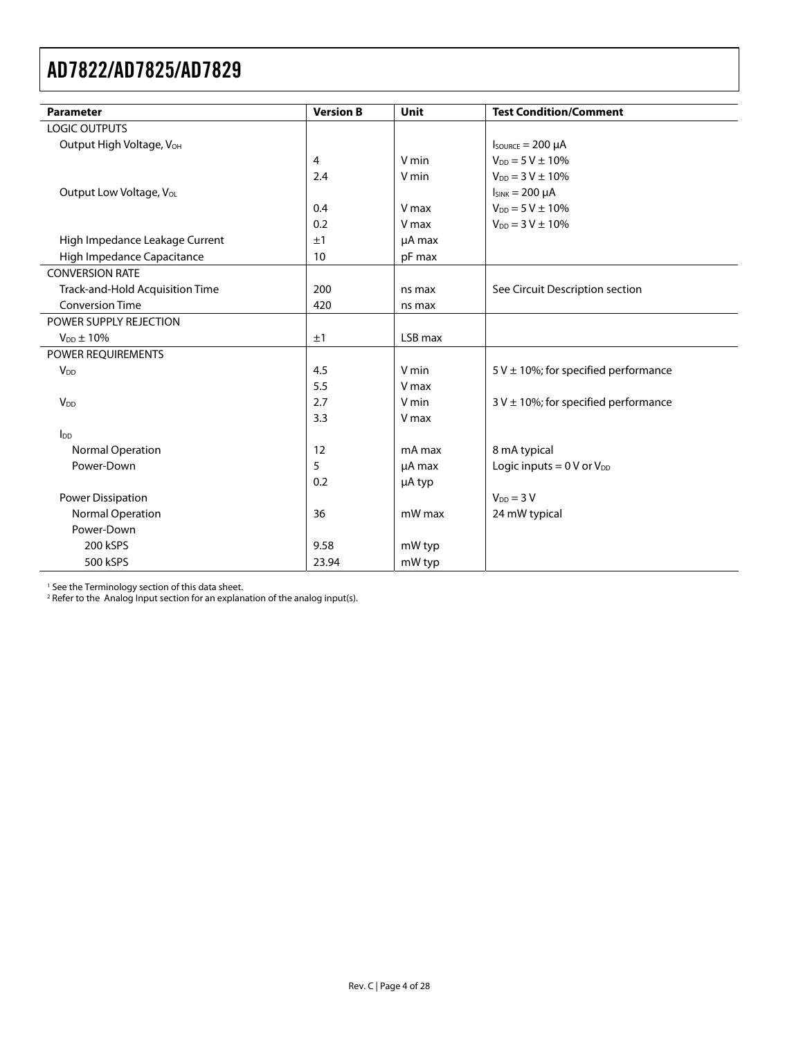| Parameter | Version B | Unit | Test Condition/Comment |
|---|---|---|---|
| LOGIC OUTPUTS | | | |
| Output High Voltage, $V_{OH}$ | | | $I_{SOURCE}$ = 200 μA |
| | 4 | V min | $V_{DD}$ = 5 V ± 10% |
| | 2.4 | V min | $V_{DD}$ = 3 V ± 10% |
| Output Low Voltage, $V_{OL}$ | | | $I_{SINK}$ = 200 μA |
| | 0.4 | V max | $V_{DD}$ = 5 V ± 10% |
| | 0.2 | V max | $V_{DD}$ = 3 V ± 10% |
| High Impedance Leakage Current | ±1 | μA max | |
| High Impedance Capacitance | 10 | pF max | |
| CONVERSION RATE | | | |
| Track-and-Hold Acquisition Time | 200 | ns max | See Circuit Description section |
| Conversion Time | 420 | ns max | |
| POWER SUPPLY REJECTION | | | |
| $V_{DD}$ ± 10% | ±1 | LSB max | |
| POWER REQUIREMENTS | | | |
| $V_{DD}$ | 4.5 | V min | 5 V ± 10%; for specified performance |
| | 5.5 | V max | |
| $V_{DD}$ | 2.7 | V min | 3 V ± 10%; for specified performance |
| | 3.3 | V max | |
| $I_{DD}$ | | | |
| Normal Operation | 12 | mA max | 8 mA typical |
| Power-Down | 5 | μA max | Logic inputs = 0 V or $V_{DD}$ |
| | 0.2 | μA typ | |
| Power Dissipation | | | $V_{DD}$ = 3 V |
| Normal Operation | 36 | mW max | 24 mW typical |
| Power-Down | | | |
| 200 kSPS | 9.58 | mW typ | |
| 500 kSPS | 23.94 | mW typ | |

[1] See the Terminology section of this data sheet.
[2] Refer to the Analog Input section for an explanation of the analog input(s).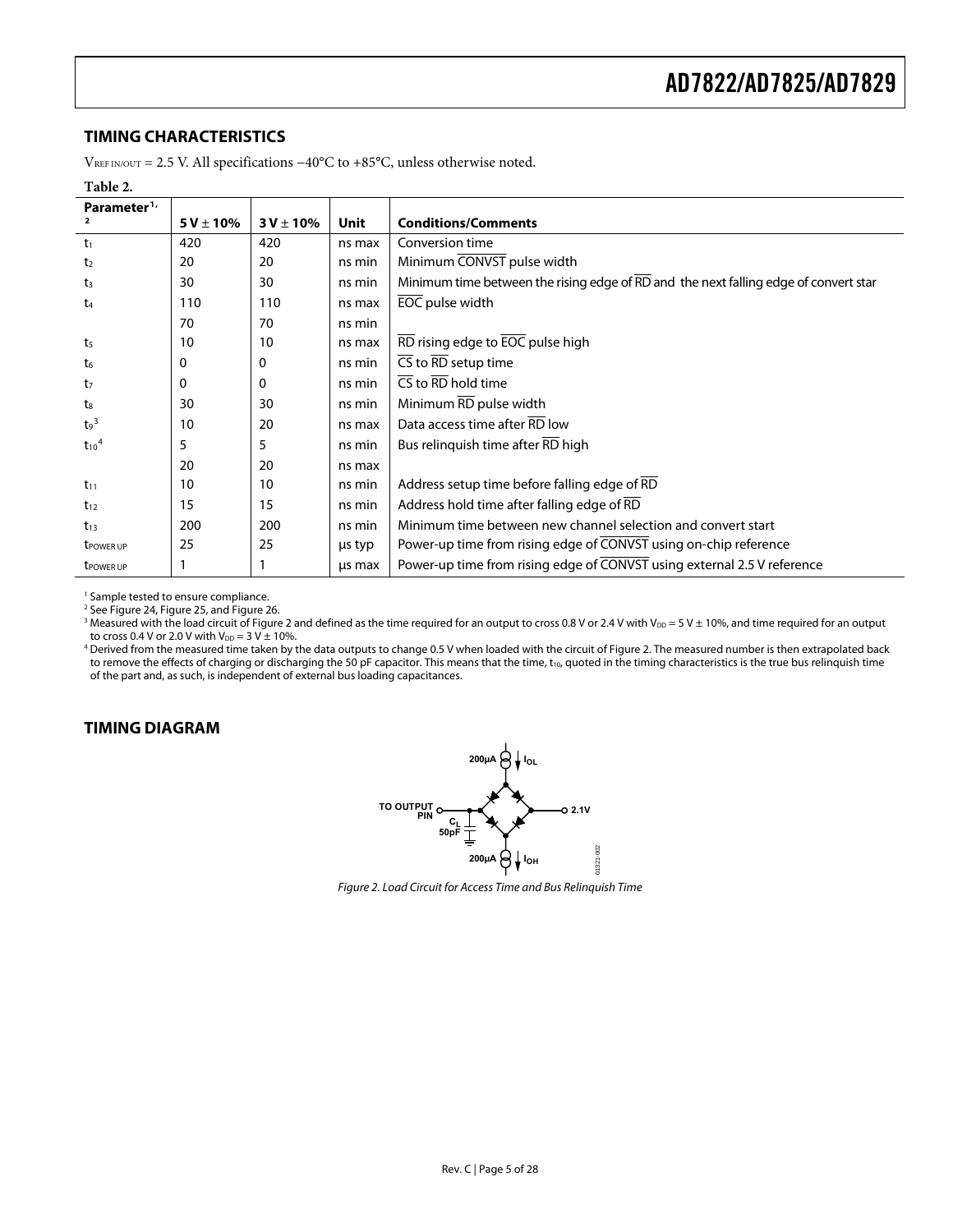## TIMING CHARACTERISTICS

$V_{REF\ IN/OUT}$ = 2.5 V. All specifications −40°C to +85°C, unless otherwise noted.

**Table 2.**

| Parameter[1, 2] | 5 V ± 10% | 3 V ± 10% | Unit | Conditions/Comments |
|---|---|---|---|---|
| $t_1$ | 420 | 420 | ns max | Conversion time |
| $t_2$ | 20 | 20 | ns min | Minimum $\overline{CONVST}$ pulse width |
| $t_3$ | 30 | 30 | ns min | Minimum time between the rising edge of $\overline{RD}$ and the next falling edge of convert star |
| $t_4$ | 110 | 110 | ns max | $\overline{EOC}$ pulse width |
| | 70 | 70 | ns min | |
| $t_5$ | 10 | 10 | ns max | $\overline{RD}$ rising edge to $\overline{EOC}$ pulse high |
| $t_6$ | 0 | 0 | ns min | $\overline{CS}$ to $\overline{RD}$ setup time |
| $t_7$ | 0 | 0 | ns min | $\overline{CS}$ to $\overline{RD}$ hold time |
| $t_8$ | 30 | 30 | ns min | Minimum $\overline{RD}$ pulse width |
| $t_9$[3] | 10 | 20 | ns max | Data access time after $\overline{RD}$ low |
| $t_{10}$[4] | 5 | 5 | ns min | Bus relinquish time after $\overline{RD}$ high |
| | 20 | 20 | ns max | |
| $t_{11}$ | 10 | 10 | ns min | Address setup time before falling edge of $\overline{RD}$ |
| $t_{12}$ | 15 | 15 | ns min | Address hold time after falling edge of $\overline{RD}$ |
| $t_{13}$ | 200 | 200 | ns min | Minimum time between new channel selection and convert start |
| $t_{POWER\ UP}$ | 25 | 25 | μs typ | Power-up time from rising edge of $\overline{CONVST}$ using on-chip reference |
| $t_{POWER\ UP}$ | 1 | 1 | μs max | Power-up time from rising edge of $\overline{CONVST}$ using external 2.5 V reference |

[1] Sample tested to ensure compliance.
[2] See Figure 24, Figure 25, and Figure 26.
[3] Measured with the load circuit of Figure 2 and defined as the time required for an output to cross 0.8 V or 2.4 V with $V_{DD}$ = 5 V ± 10%, and time required for an output to cross 0.4 V or 2.0 V with $V_{DD}$ = 3 V ± 10%.
[4] Derived from the measured time taken by the data outputs to change 0.5 V when loaded with the circuit of Figure 2. The measured number is then extrapolated back to remove the effects of charging or discharging the 50 pF capacitor. This means that the time, $t_{10}$, quoted in the timing characteristics is the true bus relinquish time of the part and, as such, is independent of external bus loading capacitances.

## TIMING DIAGRAM

*Figure 2. Load Circuit for Access Time and Bus Relinquish Time*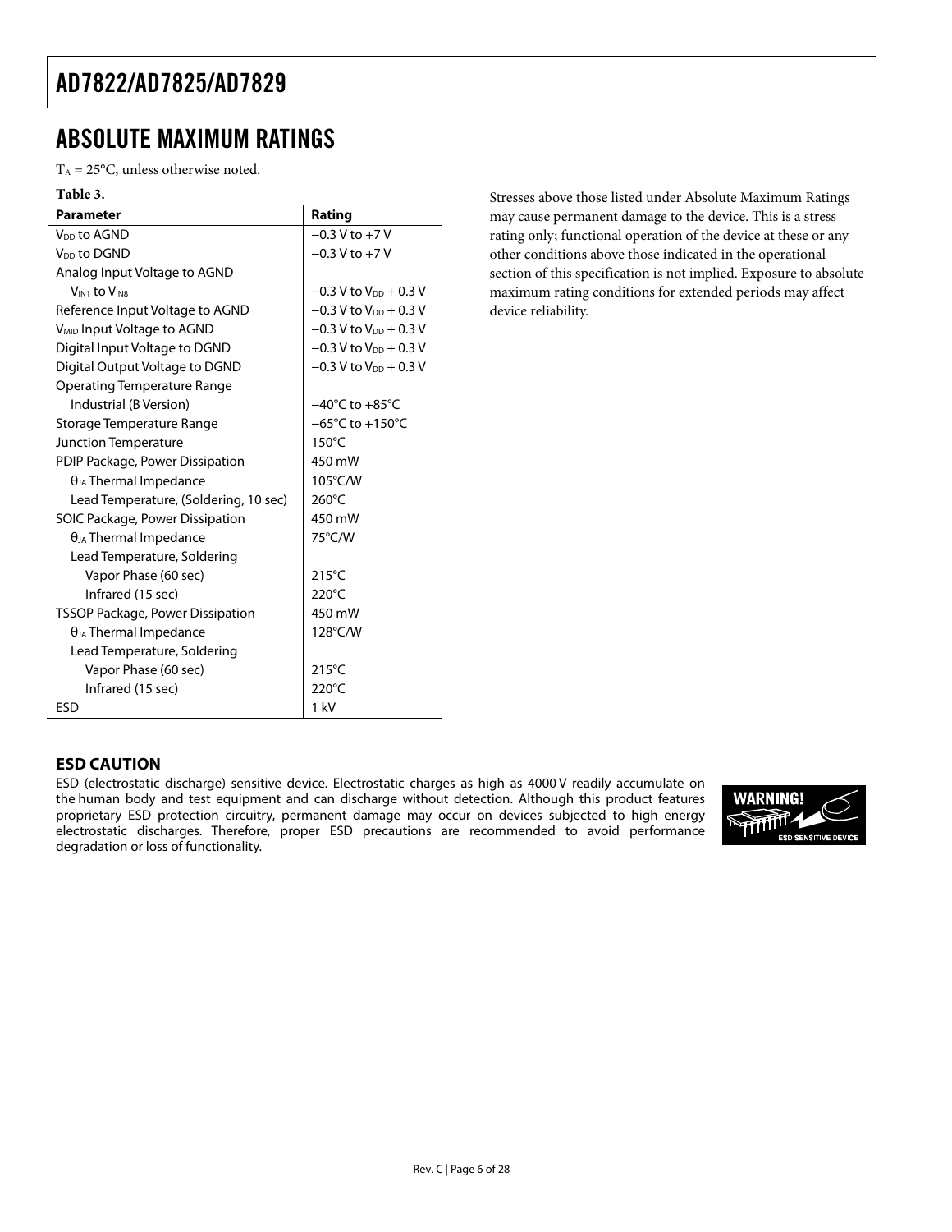## ABSOLUTE MAXIMUM RATINGS

$T_A = 25°C$, unless otherwise noted.

**Table 3.**

| Parameter | Rating |
|---|---|
| $V_{DD}$ to AGND | −0.3 V to +7 V |
| $V_{DD}$ to DGND | −0.3 V to +7 V |
| Analog Input Voltage to AGND | |
| $V_{IN1}$ to $V_{IN8}$ | −0.3 V to $V_{DD}$ + 0.3 V |
| Reference Input Voltage to AGND | −0.3 V to $V_{DD}$ + 0.3 V |
| $V_{MID}$ Input Voltage to AGND | −0.3 V to $V_{DD}$ + 0.3 V |
| Digital Input Voltage to DGND | −0.3 V to $V_{DD}$ + 0.3 V |
| Digital Output Voltage to DGND | −0.3 V to $V_{DD}$ + 0.3 V |
| Operating Temperature Range | |
| Industrial (B Version) | −40°C to +85°C |
| Storage Temperature Range | −65°C to +150°C |
| Junction Temperature | 150°C |
| PDIP Package, Power Dissipation | 450 mW |
| $\theta_{JA}$ Thermal Impedance | 105°C/W |
| Lead Temperature, (Soldering, 10 sec) | 260°C |
| SOIC Package, Power Dissipation | 450 mW |
| $\theta_{JA}$ Thermal Impedance | 75°C/W |
| Lead Temperature, Soldering | |
| Vapor Phase (60 sec) | 215°C |
| Infrared (15 sec) | 220°C |
| TSSOP Package, Power Dissipation | 450 mW |
| $\theta_{JA}$ Thermal Impedance | 128°C/W |
| Lead Temperature, Soldering | |
| Vapor Phase (60 sec) | 215°C |
| Infrared (15 sec) | 220°C |
| ESD | 1 kV |

Stresses above those listed under Absolute Maximum Ratings may cause permanent damage to the device. This is a stress rating only; functional operation of the device at these or any other conditions above those indicated in the operational section of this specification is not implied. Exposure to absolute maximum rating conditions for extended periods may affect device reliability.

### ESD CAUTION

ESD (electrostatic discharge) sensitive device. Electrostatic charges as high as 4000 V readily accumulate on the human body and test equipment and can discharge without detection. Although this product features proprietary ESD protection circuitry, permanent damage may occur on devices subjected to high energy electrostatic discharges. Therefore, proper ESD precautions are recommended to avoid performance degradation or loss of functionality.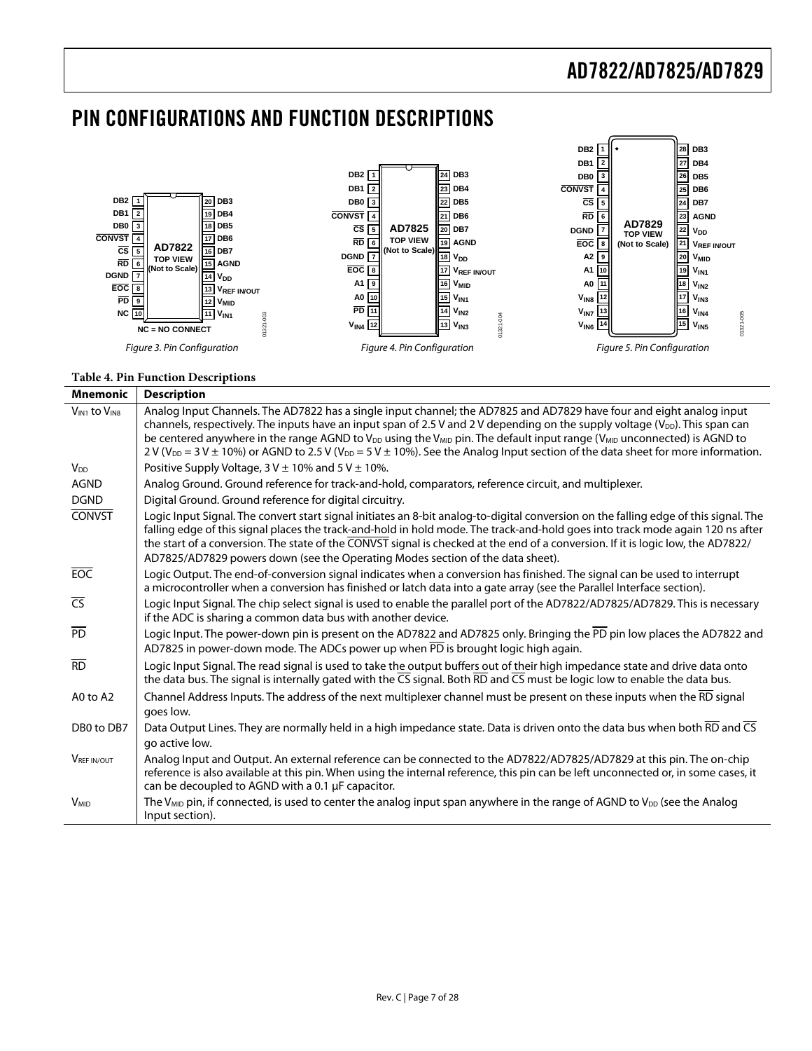# PIN CONFIGURATIONS AND FUNCTION DESCRIPTIONS

Figure 3. Pin Configuration

Figure 4. Pin Configuration

Figure 5. Pin Configuration

**Table 4. Pin Function Descriptions**

| Mnemonic | Description |
|---|---|
| $V_{IN1}$ to $V_{IN8}$ | Analog Input Channels. The AD7822 has a single input channel; the AD7825 and AD7829 have four and eight analog input channels, respectively. The inputs have an input span of 2.5 V and 2 V depending on the supply voltage ($V_{DD}$). This span can be centered anywhere in the range AGND to $V_{DD}$ using the $V_{MID}$ pin. The default input range ($V_{MID}$ unconnected) is AGND to 2 V ($V_{DD}$ = 3 V ± 10%) or AGND to 2.5 V ($V_{DD}$ = 5 V ± 10%). See the Analog Input section of the data sheet for more information. |
| $V_{DD}$ | Positive Supply Voltage, 3 V ± 10% and 5 V ± 10%. |
| AGND | Analog Ground. Ground reference for track-and-hold, comparators, reference circuit, and multiplexer. |
| DGND | Digital Ground. Ground reference for digital circuitry. |
| $\overline{\text{CONVST}}$ | Logic Input Signal. The convert start signal initiates an 8-bit analog-to-digital conversion on the falling edge of this signal. The falling edge of this signal places the track-and-hold in hold mode. The track-and-hold goes into track mode again 120 ns after the start of a conversion. The state of the $\overline{\text{CONVST}}$ signal is checked at the end of a conversion. If it is logic low, the AD7822/AD7825/AD7829 powers down (see the Operating Modes section of the data sheet). |
| $\overline{\text{EOC}}$ | Logic Output. The end-of-conversion signal indicates when a conversion has finished. The signal can be used to interrupt a microcontroller when a conversion has finished or latch data into a gate array (see the Parallel Interface section). |
| $\overline{\text{CS}}$ | Logic Input Signal. The chip select signal is used to enable the parallel port of the AD7822/AD7825/AD7829. This is necessary if the ADC is sharing a common data bus with another device. |
| $\overline{\text{PD}}$ | Logic Input. The power-down pin is present on the AD7822 and AD7825 only. Bringing the $\overline{\text{PD}}$ pin low places the AD7822 and AD7825 in power-down mode. The ADCs power up when $\overline{\text{PD}}$ is brought logic high again. |
| $\overline{\text{RD}}$ | Logic Input Signal. The read signal is used to take the output buffers out of their high impedance state and drive data onto the data bus. The signal is internally gated with the $\overline{\text{CS}}$ signal. Both $\overline{\text{RD}}$ and $\overline{\text{CS}}$ must be logic low to enable the data bus. |
| A0 to A2 | Channel Address Inputs. The address of the next multiplexer channel must be present on these inputs when the $\overline{\text{RD}}$ signal goes low. |
| DB0 to DB7 | Data Output Lines. They are normally held in a high impedance state. Data is driven onto the data bus when both $\overline{\text{RD}}$ and $\overline{\text{CS}}$ go active low. |
| $V_{REF\ IN/OUT}$ | Analog Input and Output. An external reference can be connected to the AD7822/AD7825/AD7829 at this pin. The on-chip reference is also available at this pin. When using the internal reference, this pin can be left unconnected or, in some cases, it can be decoupled to AGND with a 0.1 µF capacitor. |
| $V_{MID}$ | The $V_{MID}$ pin, if connected, is used to center the analog input span anywhere in the range of AGND to $V_{DD}$ (see the Analog Input section). |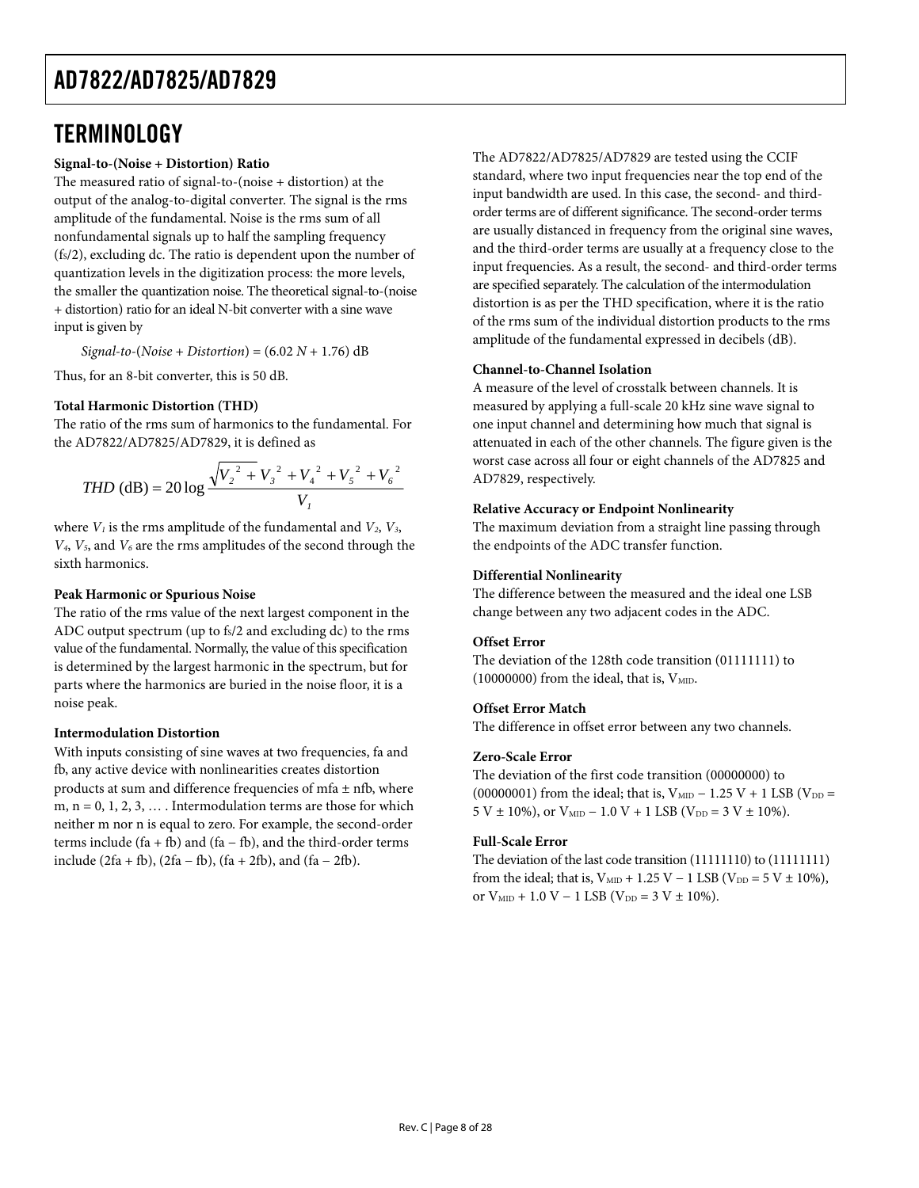## TERMINOLOGY

**Signal-to-(Noise + Distortion) Ratio**

The measured ratio of signal-to-(noise + distortion) at the output of the analog-to-digital converter. The signal is the rms amplitude of the fundamental. Noise is the rms sum of all nonfundamental signals up to half the sampling frequency ($f_S/2$), excluding dc. The ratio is dependent upon the number of quantization levels in the digitization process: the more levels, the smaller the quantization noise. The theoretical signal-to-(noise + distortion) ratio for an ideal N-bit converter with a sine wave input is given by

$$\textit{Signal-to-}(\textit{Noise} + \textit{Distortion}) = (6.02\,N + 1.76)\text{ dB}$$

Thus, for an 8-bit converter, this is 50 dB.

**Total Harmonic Distortion (THD)**

The ratio of the rms sum of harmonics to the fundamental. For the AD7822/AD7825/AD7829, it is defined as

$$THD\text{ (dB)} = 20\log\frac{\sqrt{V_2^{\,2} + V_3^{\,2} + V_4^{\,2} + V_5^{\,2} + V_6^{\,2}}}{V_1}$$

where $V_1$ is the rms amplitude of the fundamental and $V_2$, $V_3$, $V_4$, $V_5$, and $V_6$ are the rms amplitudes of the second through the sixth harmonics.

**Peak Harmonic or Spurious Noise**

The ratio of the rms value of the next largest component in the ADC output spectrum (up to $f_S/2$ and excluding dc) to the rms value of the fundamental. Normally, the value of this specification is determined by the largest harmonic in the spectrum, but for parts where the harmonics are buried in the noise floor, it is a noise peak.

**Intermodulation Distortion**

With inputs consisting of sine waves at two frequencies, fa and fb, any active device with nonlinearities creates distortion products at sum and difference frequencies of mfa ± nfb, where m, n = 0, 1, 2, 3, … . Intermodulation terms are those for which neither m nor n is equal to zero. For example, the second-order terms include (fa + fb) and (fa − fb), and the third-order terms include (2fa + fb), (2fa − fb), (fa + 2fb), and (fa − 2fb).

The AD7822/AD7825/AD7829 are tested using the CCIF standard, where two input frequencies near the top end of the input bandwidth are used. In this case, the second- and third-order terms are of different significance. The second-order terms are usually distanced in frequency from the original sine waves, and the third-order terms are usually at a frequency close to the input frequencies. As a result, the second- and third-order terms are specified separately. The calculation of the intermodulation distortion is as per the THD specification, where it is the ratio of the rms sum of the individual distortion products to the rms amplitude of the fundamental expressed in decibels (dB).

**Channel-to-Channel Isolation**

A measure of the level of crosstalk between channels. It is measured by applying a full-scale 20 kHz sine wave signal to one input channel and determining how much that signal is attenuated in each of the other channels. The figure given is the worst case across all four or eight channels of the AD7825 and AD7829, respectively.

**Relative Accuracy or Endpoint Nonlinearity**

The maximum deviation from a straight line passing through the endpoints of the ADC transfer function.

**Differential Nonlinearity**

The difference between the measured and the ideal one LSB change between any two adjacent codes in the ADC.

**Offset Error**

The deviation of the 128th code transition (01111111) to (10000000) from the ideal, that is, $V_{MID}$.

**Offset Error Match**

The difference in offset error between any two channels.

**Zero-Scale Error**

The deviation of the first code transition (00000000) to (00000001) from the ideal; that is, $V_{MID}$ − 1.25 V + 1 LSB ($V_{DD}$ = 5 V ± 10%), or $V_{MID}$ − 1.0 V + 1 LSB ($V_{DD}$ = 3 V ± 10%).

**Full-Scale Error**

The deviation of the last code transition (11111110) to (11111111) from the ideal; that is, $V_{MID}$ + 1.25 V − 1 LSB ($V_{DD}$ = 5 V ± 10%), or $V_{MID}$ + 1.0 V − 1 LSB ($V_{DD}$ = 3 V ± 10%).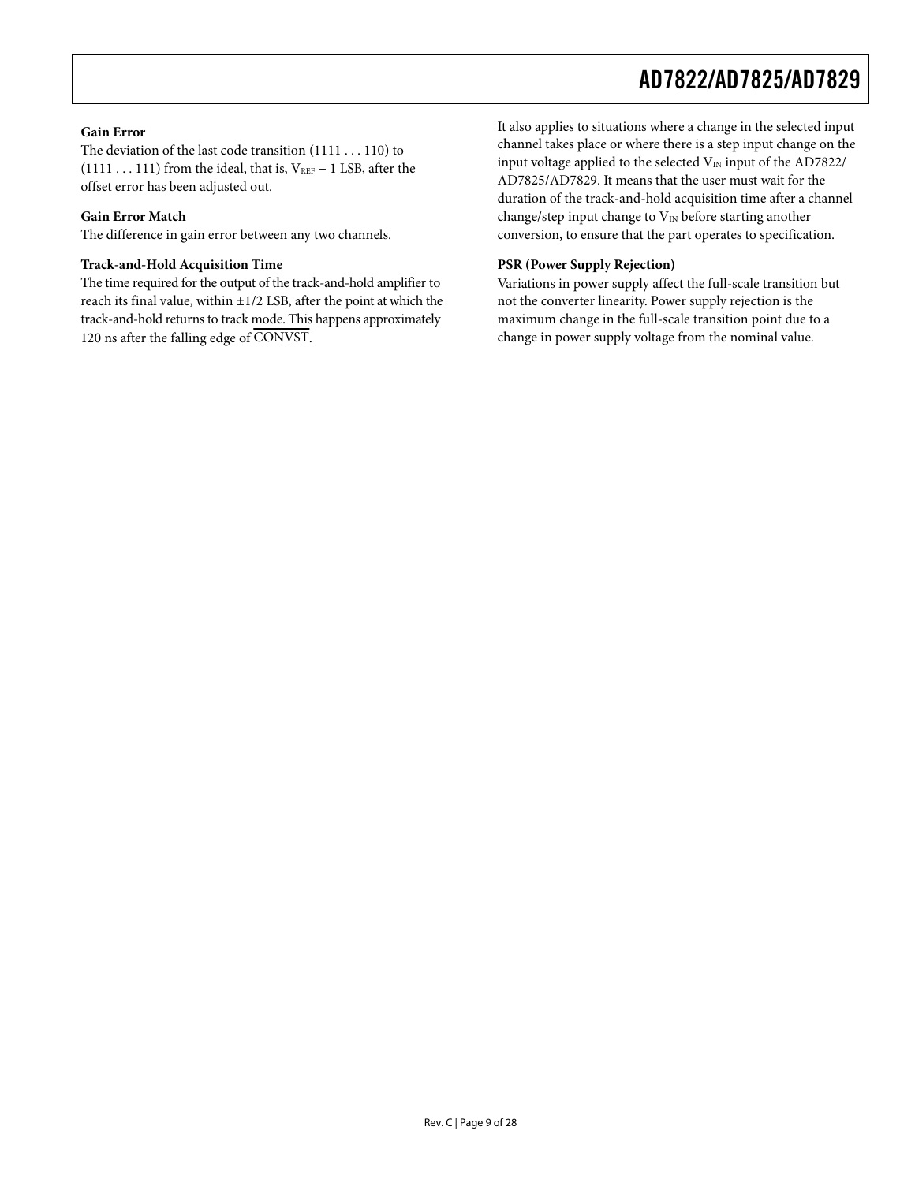### Gain Error

The deviation of the last code transition (1111 . . . 110) to (1111 . . . 111) from the ideal, that is, $V_{REF}$ − 1 LSB, after the offset error has been adjusted out.

### Gain Error Match

The difference in gain error between any two channels.

### Track-and-Hold Acquisition Time

The time required for the output of the track-and-hold amplifier to reach its final value, within ±1/2 LSB, after the point at which the track-and-hold returns to track mode. This happens approximately 120 ns after the falling edge of $\overline{\text{CONVST}}$.

It also applies to situations where a change in the selected input channel takes place or where there is a step input change on the input voltage applied to the selected $V_{IN}$ input of the AD7822/AD7825/AD7829. It means that the user must wait for the duration of the track-and-hold acquisition time after a channel change/step input change to $V_{IN}$ before starting another conversion, to ensure that the part operates to specification.

### PSR (Power Supply Rejection)

Variations in power supply affect the full-scale transition but not the converter linearity. Power supply rejection is the maximum change in the full-scale transition point due to a change in power supply voltage from the nominal value.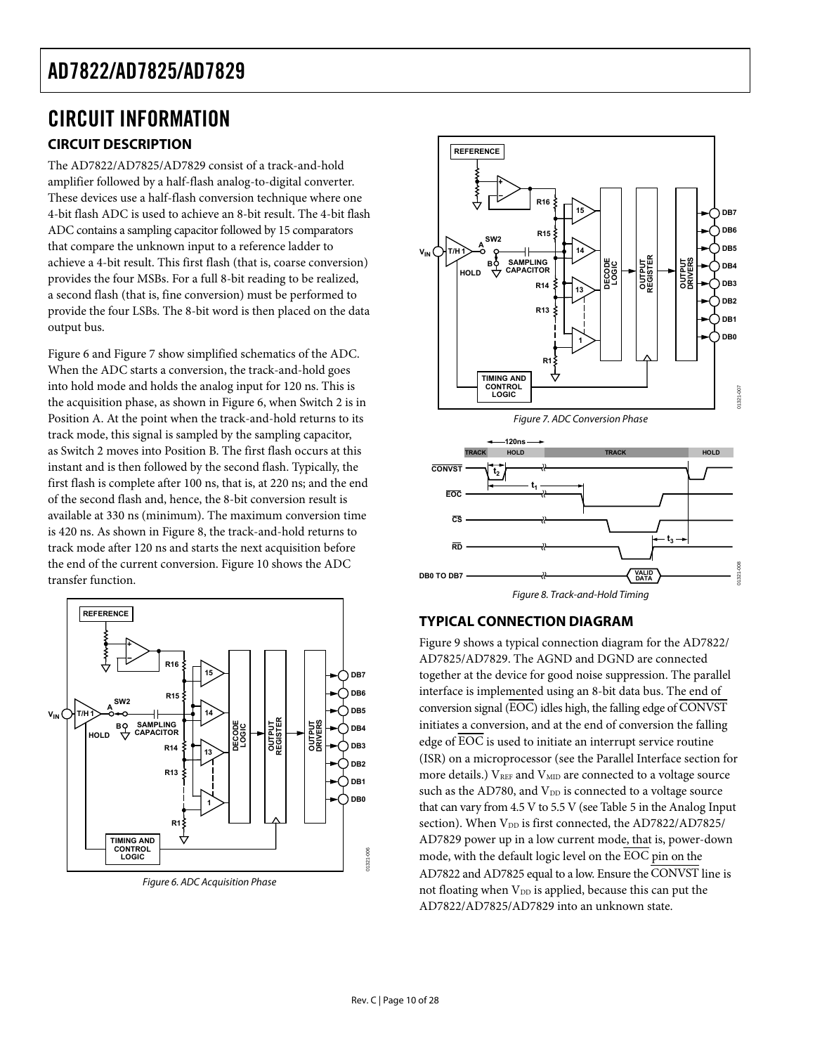# CIRCUIT INFORMATION

## CIRCUIT DESCRIPTION

The AD7822/AD7825/AD7829 consist of a track-and-hold amplifier followed by a half-flash analog-to-digital converter. These devices use a half-flash conversion technique where one 4-bit flash ADC is used to achieve an 8-bit result. The 4-bit flash ADC contains a sampling capacitor followed by 15 comparators that compare the unknown input to a reference ladder to achieve a 4-bit result. This first flash (that is, coarse conversion) provides the four MSBs. For a full 8-bit reading to be realized, a second flash (that is, fine conversion) must be performed to provide the four LSBs. The 8-bit word is then placed on the data output bus.

Figure 6 and Figure 7 show simplified schematics of the ADC. When the ADC starts a conversion, the track-and-hold goes into hold mode and holds the analog input for 120 ns. This is the acquisition phase, as shown in Figure 6, when Switch 2 is in Position A. At the point when the track-and-hold returns to its track mode, this signal is sampled by the sampling capacitor, as Switch 2 moves into Position B. The first flash occurs at this instant and is then followed by the second flash. Typically, the first flash is complete after 100 ns, that is, at 220 ns; and the end of the second flash and, hence, the 8-bit conversion result is available at 330 ns (minimum). The maximum conversion time is 420 ns. As shown in Figure 8, the track-and-hold returns to track mode after 120 ns and starts the next acquisition before the end of the current conversion. Figure 10 shows the ADC transfer function.

*Figure 6. ADC Acquisition Phase*

*Figure 7. ADC Conversion Phase*

*Figure 8. Track-and-Hold Timing*

## TYPICAL CONNECTION DIAGRAM

Figure 9 shows a typical connection diagram for the AD7822/AD7825/AD7829. The AGND and DGND are connected together at the device for good noise suppression. The parallel interface is implemented using an 8-bit data bus. The end of conversion signal ($\overline{EOC}$) idles high, the falling edge of $\overline{CONVST}$ initiates a conversion, and at the end of conversion the falling edge of $\overline{EOC}$ is used to initiate an interrupt service routine (ISR) on a microprocessor (see the Parallel Interface section for more details.) $V_{REF}$ and $V_{MID}$ are connected to a voltage source such as the AD780, and $V_{DD}$ is connected to a voltage source that can vary from 4.5 V to 5.5 V (see Table 5 in the Analog Input section). When $V_{DD}$ is first connected, the AD7822/AD7825/AD7829 power up in a low current mode, that is, power-down mode, with the default logic level on the $\overline{EOC}$ pin on the AD7822 and AD7825 equal to a low. Ensure the $\overline{CONVST}$ line is not floating when $V_{DD}$ is applied, because this can put the AD7822/AD7825/AD7829 into an unknown state.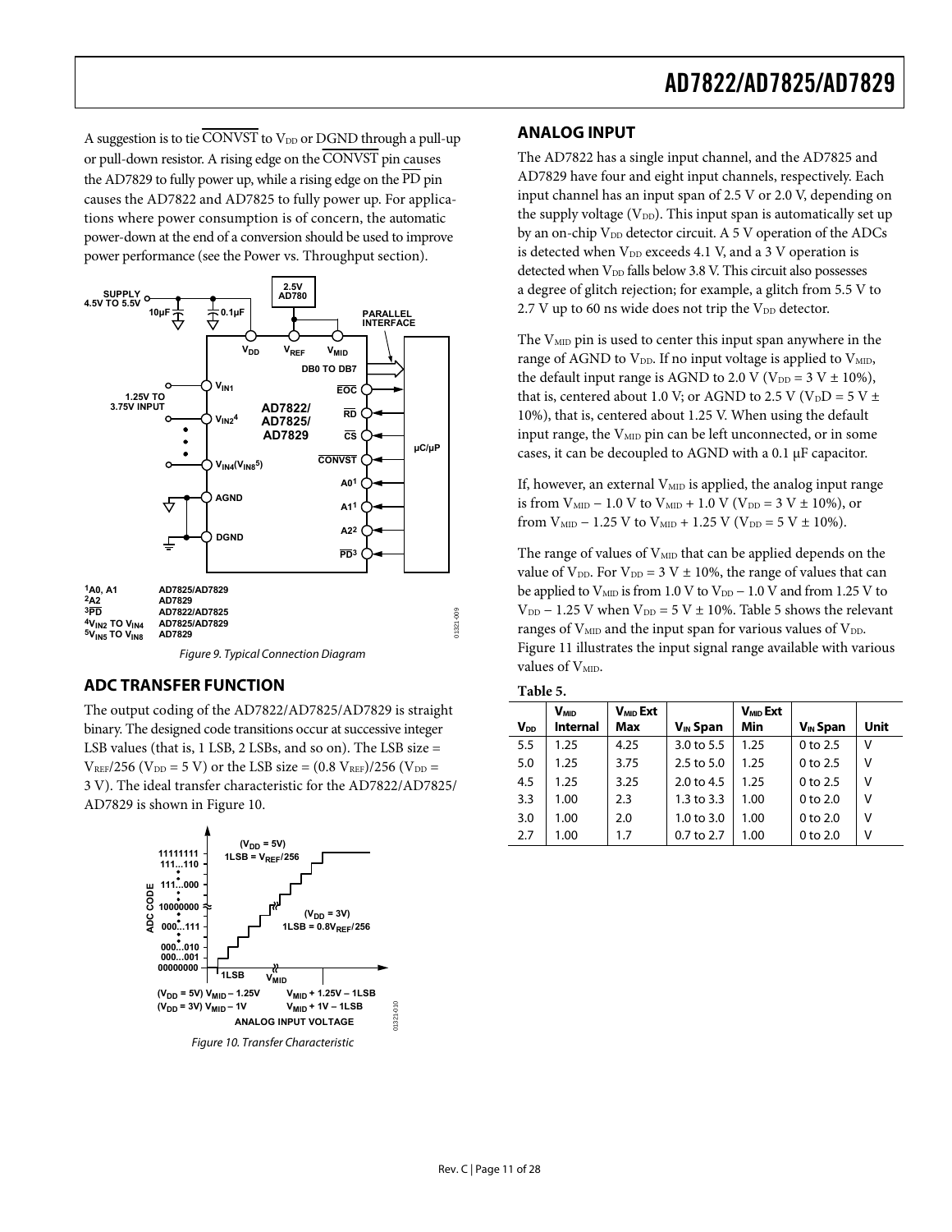A suggestion is to tie $\overline{CONVST}$ to $V_{DD}$ or DGND through a pull-up or pull-down resistor. A rising edge on the $\overline{CONVST}$ pin causes the AD7829 to fully power up, while a rising edge on the $\overline{PD}$ pin causes the AD7822 and AD7825 to fully power up. For applications where power consumption is of concern, the automatic power-down at the end of a conversion should be used to improve power performance (see the Power vs. Throughput section).

Figure 9. Typical Connection Diagram

## ADC TRANSFER FUNCTION

The output coding of the AD7822/AD7825/AD7829 is straight binary. The designed code transitions occur at successive integer LSB values (that is, 1 LSB, 2 LSBs, and so on). The LSB size = $V_{REF}/256$ ($V_{DD}$ = 5 V) or the LSB size = $(0.8\ V_{REF})/256$ ($V_{DD}$ = 3 V). The ideal transfer characteristic for the AD7822/AD7825/AD7829 is shown in Figure 10.

Figure 10. Transfer Characteristic

## ANALOG INPUT

The AD7822 has a single input channel, and the AD7825 and AD7829 have four and eight input channels, respectively. Each input channel has an input span of 2.5 V or 2.0 V, depending on the supply voltage ($V_{DD}$). This input span is automatically set up by an on-chip $V_{DD}$ detector circuit. A 5 V operation of the ADCs is detected when $V_{DD}$ exceeds 4.1 V, and a 3 V operation is detected when $V_{DD}$ falls below 3.8 V. This circuit also possesses a degree of glitch rejection; for example, a glitch from 5.5 V to 2.7 V up to 60 ns wide does not trip the $V_{DD}$ detector.

The $V_{MID}$ pin is used to center this input span anywhere in the range of AGND to $V_{DD}$. If no input voltage is applied to $V_{MID}$, the default input range is AGND to 2.0 V ($V_{DD}$ = 3 V ± 10%), that is, centered about 1.0 V; or AGND to 2.5 V ($V_{DD}$ = 5 V ± 10%), that is, centered about 1.25 V. When using the default input range, the $V_{MID}$ pin can be left unconnected, or in some cases, it can be decoupled to AGND with a 0.1 µF capacitor.

If, however, an external $V_{MID}$ is applied, the analog input range is from $V_{MID}$ − 1.0 V to $V_{MID}$ + 1.0 V ($V_{DD}$ = 3 V ± 10%), or from $V_{MID}$ − 1.25 V to $V_{MID}$ + 1.25 V ($V_{DD}$ = 5 V ± 10%).

The range of values of $V_{MID}$ that can be applied depends on the value of $V_{DD}$. For $V_{DD}$ = 3 V ± 10%, the range of values that can be applied to $V_{MID}$ is from 1.0 V to $V_{DD}$ − 1.0 V and from 1.25 V to $V_{DD}$ − 1.25 V when $V_{DD}$ = 5 V ± 10%. Table 5 shows the relevant ranges of $V_{MID}$ and the input span for various values of $V_{DD}$. Figure 11 illustrates the input signal range available with various values of $V_{MID}$.

**Table 5.**

| $V_{DD}$ | $V_{MID}$ Internal | $V_{MID}$ Ext Max | $V_{IN}$ Span | $V_{MID}$ Ext Min | $V_{IN}$ Span | Unit |
|---|---|---|---|---|---|---|
| 5.5 | 1.25 | 4.25 | 3.0 to 5.5 | 1.25 | 0 to 2.5 | V |
| 5.0 | 1.25 | 3.75 | 2.5 to 5.0 | 1.25 | 0 to 2.5 | V |
| 4.5 | 1.25 | 3.25 | 2.0 to 4.5 | 1.25 | 0 to 2.5 | V |
| 3.3 | 1.00 | 2.3 | 1.3 to 3.3 | 1.00 | 0 to 2.0 | V |
| 3.0 | 1.00 | 2.0 | 1.0 to 3.0 | 1.00 | 0 to 2.0 | V |
| 2.7 | 1.00 | 1.7 | 0.7 to 2.7 | 1.00 | 0 to 2.0 | V |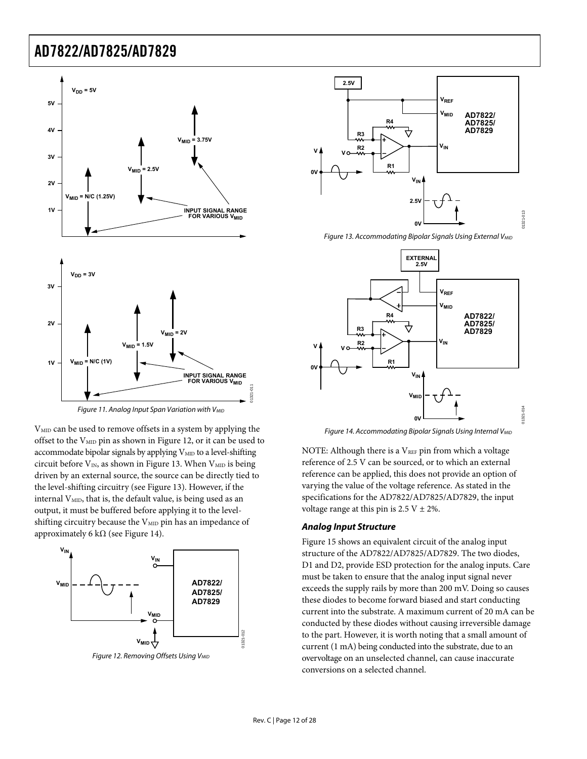Figure 11. Analog Input Span Variation with $V_{MID}$

$V_{MID}$ can be used to remove offsets in a system by applying the offset to the $V_{MID}$ pin as shown in Figure 12, or it can be used to accommodate bipolar signals by applying $V_{MID}$ to a level-shifting circuit before $V_{IN}$, as shown in Figure 13. When $V_{MID}$ is being driven by an external source, the source can be directly tied to the level-shifting circuitry (see Figure 13). However, if the internal $V_{MID}$, that is, the default value, is being used as an output, it must be buffered before applying it to the level-shifting circuitry because the $V_{MID}$ pin has an impedance of approximately 6 kΩ (see Figure 14).

Figure 12. Removing Offsets Using $V_{MID}$

Figure 13. Accommodating Bipolar Signals Using External $V_{MID}$

Figure 14. Accommodating Bipolar Signals Using Internal $V_{MID}$

NOTE: Although there is a $V_{REF}$ pin from which a voltage reference of 2.5 V can be sourced, or to which an external reference can be applied, this does not provide an option of varying the value of the voltage reference. As stated in the specifications for the AD7822/AD7825/AD7829, the input voltage range at this pin is 2.5 V ± 2%.

### Analog Input Structure

Figure 15 shows an equivalent circuit of the analog input structure of the AD7822/AD7825/AD7829. The two diodes, D1 and D2, provide ESD protection for the analog inputs. Care must be taken to ensure that the analog input signal never exceeds the supply rails by more than 200 mV. Doing so causes these diodes to become forward biased and start conducting current into the substrate. A maximum current of 20 mA can be conducted by these diodes without causing irreversible damage to the part. However, it is worth noting that a small amount of current (1 mA) being conducted into the substrate, due to an overvoltage on an unselected channel, can cause inaccurate conversions on a selected channel.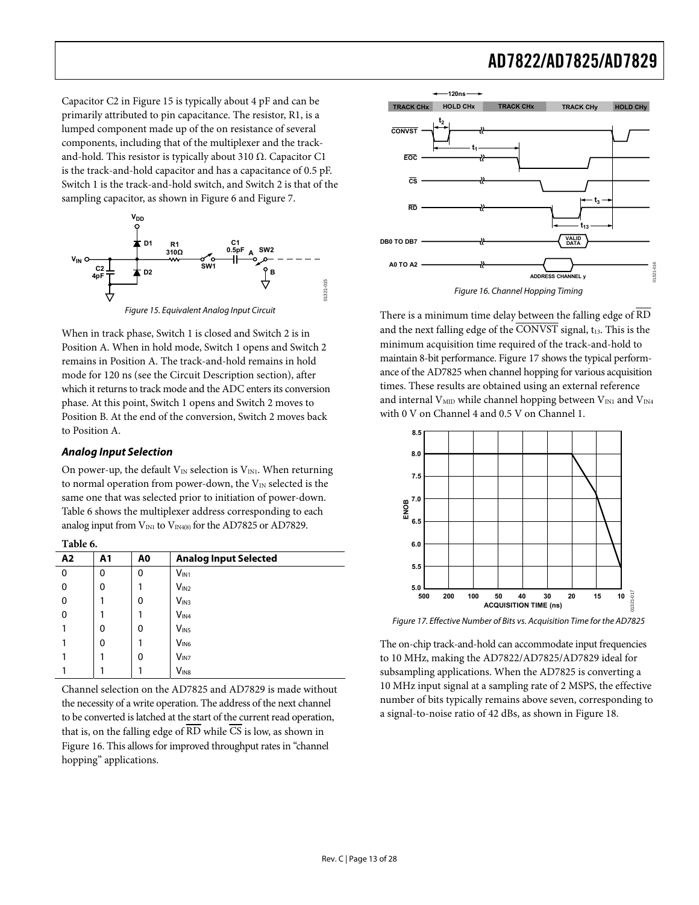Capacitor C2 in Figure 15 is typically about 4 pF and can be primarily attributed to pin capacitance. The resistor, R1, is a lumped component made up of the on resistance of several components, including that of the multiplexer and the track-and-hold. This resistor is typically about 310 Ω. Capacitor C1 is the track-and-hold capacitor and has a capacitance of 0.5 pF. Switch 1 is the track-and-hold switch, and Switch 2 is that of the sampling capacitor, as shown in Figure 6 and Figure 7.

Figure 15. Equivalent Analog Input Circuit

When in track phase, Switch 1 is closed and Switch 2 is in Position A. When in hold mode, Switch 1 opens and Switch 2 remains in Position A. The track-and-hold remains in hold mode for 120 ns (see the Circuit Description section), after which it returns to track mode and the ADC enters its conversion phase. At this point, Switch 1 opens and Switch 2 moves to Position B. At the end of the conversion, Switch 2 moves back to Position A.

### *Analog Input Selection*

On power-up, the default $V_{IN}$ selection is $V_{IN1}$. When returning to normal operation from power-down, the $V_{IN}$ selected is the same one that was selected prior to initiation of power-down. Table 6 shows the multiplexer address corresponding to each analog input from $V_{IN1}$ to $V_{IN4(8)}$ for the AD7825 or AD7829.

**Table 6.**

| A2 | A1 | A0 | Analog Input Selected |
|---|---|---|---|
| 0 | 0 | 0 | $V_{IN1}$ |
| 0 | 0 | 1 | $V_{IN2}$ |
| 0 | 1 | 0 | $V_{IN3}$ |
| 0 | 1 | 1 | $V_{IN4}$ |
| 1 | 0 | 0 | $V_{IN5}$ |
| 1 | 0 | 1 | $V_{IN6}$ |
| 1 | 1 | 0 | $V_{IN7}$ |
| 1 | 1 | 1 | $V_{IN8}$ |

Channel selection on the AD7825 and AD7829 is made without the necessity of a write operation. The address of the next channel to be converted is latched at the start of the current read operation, that is, on the falling edge of $\overline{RD}$ while $\overline{CS}$ is low, as shown in Figure 16. This allows for improved throughput rates in "channel hopping" applications.

Figure 16. Channel Hopping Timing

There is a minimum time delay between the falling edge of $\overline{RD}$ and the next falling edge of the $\overline{CONVST}$ signal, $t_{13}$. This is the minimum acquisition time required of the track-and-hold to maintain 8-bit performance. Figure 17 shows the typical performance of the AD7825 when channel hopping for various acquisition times. These results are obtained using an external reference and internal $V_{MID}$ while channel hopping between $V_{IN1}$ and $V_{IN4}$ with 0 V on Channel 4 and 0.5 V on Channel 1.

Figure 17. Effective Number of Bits vs. Acquisition Time for the AD7825

The on-chip track-and-hold can accommodate input frequencies to 10 MHz, making the AD7822/AD7825/AD7829 ideal for subsampling applications. When the AD7825 is converting a 10 MHz input signal at a sampling rate of 2 MSPS, the effective number of bits typically remains above seven, corresponding to a signal-to-noise ratio of 42 dBs, as shown in Figure 18.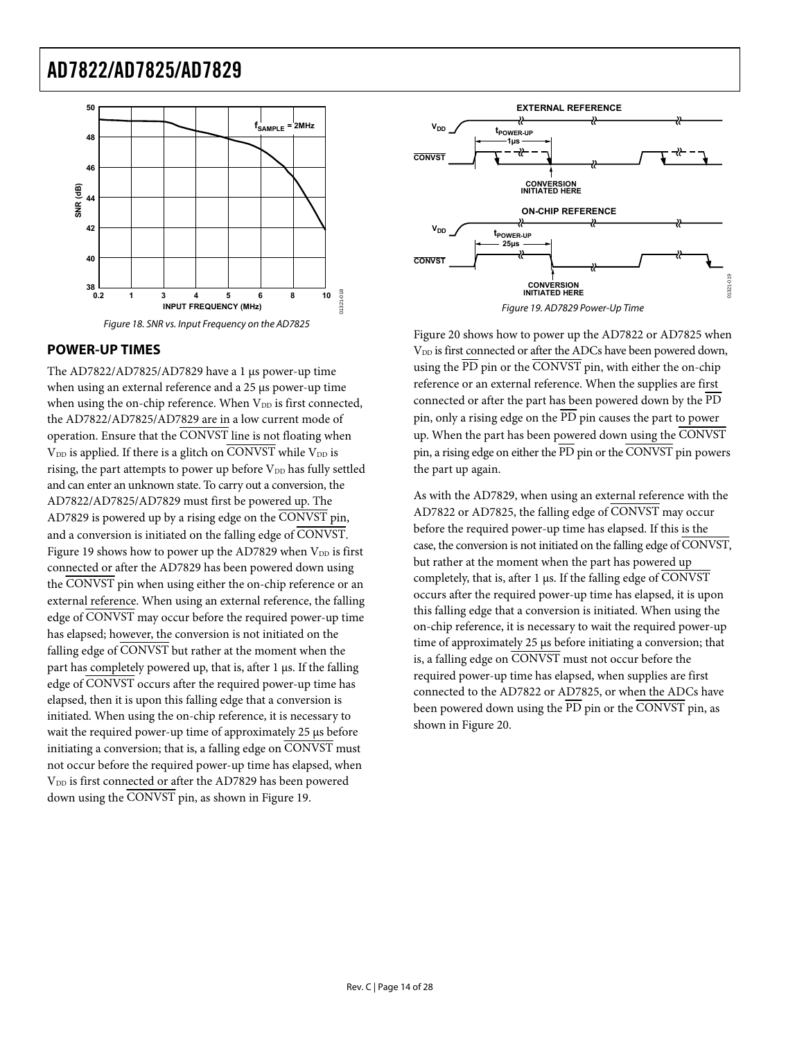Figure 18. SNR vs. Input Frequency on the AD7825

## POWER-UP TIMES

The AD7822/AD7825/AD7829 have a 1 µs power-up time when using an external reference and a 25 µs power-up time when using the on-chip reference. When $V_{DD}$ is first connected, the AD7822/AD7825/AD7829 are in a low current mode of operation. Ensure that the $\overline{CONVST}$ line is not floating when $V_{DD}$ is applied. If there is a glitch on $\overline{CONVST}$ while $V_{DD}$ is rising, the part attempts to power up before $V_{DD}$ has fully settled and can enter an unknown state. To carry out a conversion, the AD7822/AD7825/AD7829 must first be powered up. The AD7829 is powered up by a rising edge on the $\overline{CONVST}$ pin, and a conversion is initiated on the falling edge of $\overline{CONVST}$. Figure 19 shows how to power up the AD7829 when $V_{DD}$ is first connected or after the AD7829 has been powered down using the $\overline{CONVST}$ pin when using either the on-chip reference or an external reference. When using an external reference, the falling edge of $\overline{CONVST}$ may occur before the required power-up time has elapsed; however, the conversion is not initiated on the falling edge of $\overline{CONVST}$ but rather at the moment when the part has completely powered up, that is, after 1 µs. If the falling edge of $\overline{CONVST}$ occurs after the required power-up time has elapsed, then it is upon this falling edge that a conversion is initiated. When using the on-chip reference, it is necessary to wait the required power-up time of approximately 25 µs before initiating a conversion; that is, a falling edge on $\overline{CONVST}$ must not occur before the required power-up time has elapsed, when $V_{DD}$ is first connected or after the AD7829 has been powered down using the $\overline{CONVST}$ pin, as shown in Figure 19.

Figure 19. AD7829 Power-Up Time

Figure 20 shows how to power up the AD7822 or AD7825 when $V_{DD}$ is first connected or after the ADCs have been powered down, using the $\overline{PD}$ pin or the $\overline{CONVST}$ pin, with either the on-chip reference or an external reference. When the supplies are first connected or after the part has been powered down by the $\overline{PD}$ pin, only a rising edge on the $\overline{PD}$ pin causes the part to power up. When the part has been powered down using the $\overline{CONVST}$ pin, a rising edge on either the $\overline{PD}$ pin or the $\overline{CONVST}$ pin powers the part up again.

As with the AD7829, when using an external reference with the AD7822 or AD7825, the falling edge of $\overline{CONVST}$ may occur before the required power-up time has elapsed. If this is the case, the conversion is not initiated on the falling edge of $\overline{CONVST}$, but rather at the moment when the part has powered up completely, that is, after 1 µs. If the falling edge of $\overline{CONVST}$ occurs after the required power-up time has elapsed, it is upon this falling edge that a conversion is initiated. When using the on-chip reference, it is necessary to wait the required power-up time of approximately 25 µs before initiating a conversion; that is, a falling edge on $\overline{CONVST}$ must not occur before the required power-up time has elapsed, when supplies are first connected to the AD7822 or AD7825, or when the ADCs have been powered down using the $\overline{PD}$ pin or the $\overline{CONVST}$ pin, as shown in Figure 20.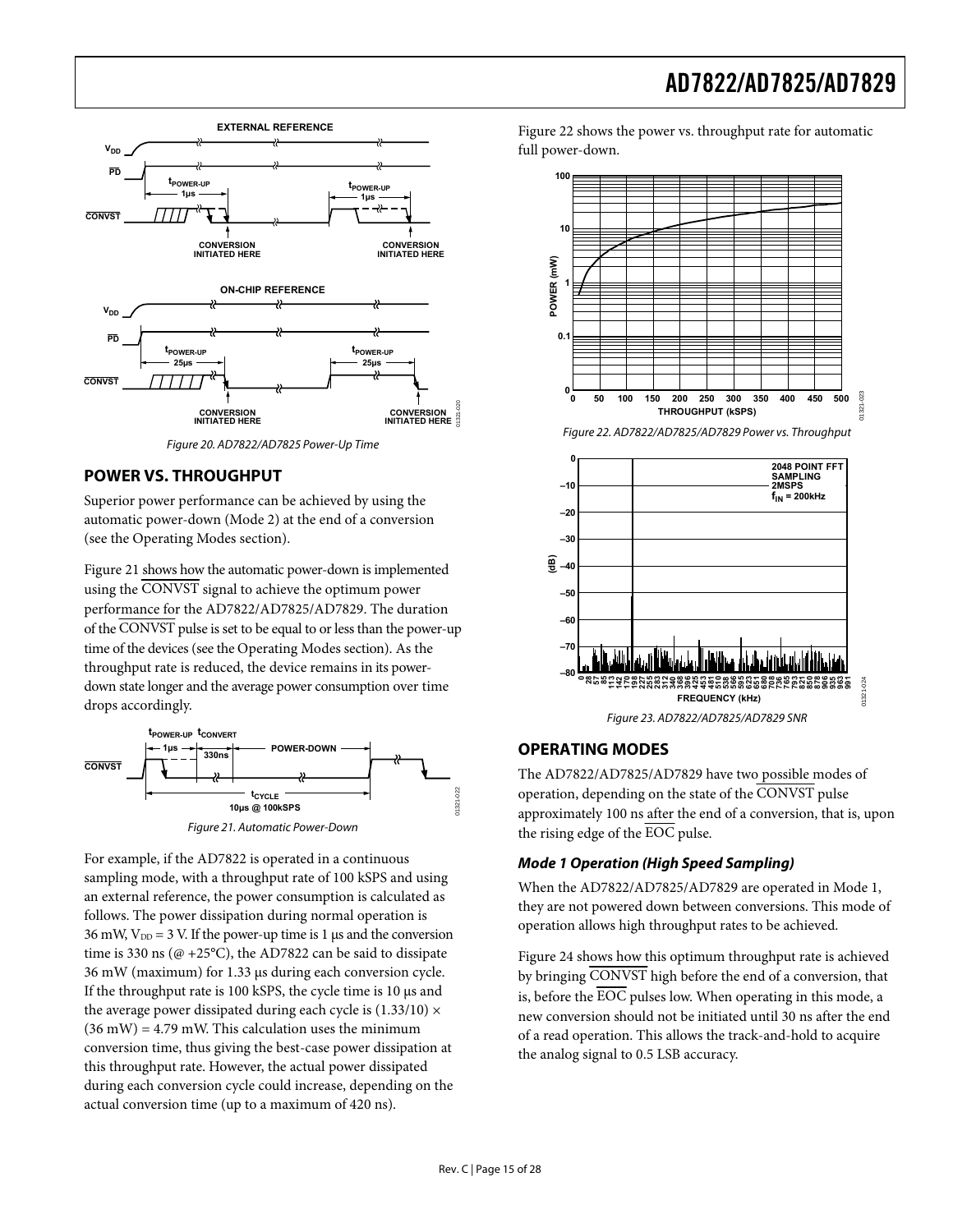Figure 20. AD7822/AD7825 Power-Up Time

## POWER VS. THROUGHPUT

Superior power performance can be achieved by using the automatic power-down (Mode 2) at the end of a conversion (see the Operating Modes section).

Figure 21 shows how the automatic power-down is implemented using the $\overline{\text{CONVST}}$ signal to achieve the optimum power performance for the AD7822/AD7825/AD7829. The duration of the $\overline{\text{CONVST}}$ pulse is set to be equal to or less than the power-up time of the devices (see the Operating Modes section). As the throughput rate is reduced, the device remains in its power-down state longer and the average power consumption over time drops accordingly.

Figure 21. Automatic Power-Down

For example, if the AD7822 is operated in a continuous sampling mode, with a throughput rate of 100 kSPS and using an external reference, the power consumption is calculated as follows. The power dissipation during normal operation is 36 mW, $V_{DD}$ = 3 V. If the power-up time is 1 µs and the conversion time is 330 ns (@ +25°C), the AD7822 can be said to dissipate 36 mW (maximum) for 1.33 µs during each conversion cycle. If the throughput rate is 100 kSPS, the cycle time is 10 µs and the average power dissipated during each cycle is (1.33/10) × (36 mW) = 4.79 mW. This calculation uses the minimum conversion time, thus giving the best-case power dissipation at this throughput rate. However, the actual power dissipated during each conversion cycle could increase, depending on the actual conversion time (up to a maximum of 420 ns).

Figure 22 shows the power vs. throughput rate for automatic full power-down.

Figure 22. AD7822/AD7825/AD7829 Power vs. Throughput

Figure 23. AD7822/AD7825/AD7829 SNR

## OPERATING MODES

The AD7822/AD7825/AD7829 have two possible modes of operation, depending on the state of the $\overline{\text{CONVST}}$ pulse approximately 100 ns after the end of a conversion, that is, upon the rising edge of the $\overline{\text{EOC}}$ pulse.

### *Mode 1 Operation (High Speed Sampling)*

When the AD7822/AD7825/AD7829 are operated in Mode 1, they are not powered down between conversions. This mode of operation allows high throughput rates to be achieved.

Figure 24 shows how this optimum throughput rate is achieved by bringing $\overline{\text{CONVST}}$ high before the end of a conversion, that is, before the $\overline{\text{EOC}}$ pulses low. When operating in this mode, a new conversion should not be initiated until 30 ns after the end of a read operation. This allows the track-and-hold to acquire the analog signal to 0.5 LSB accuracy.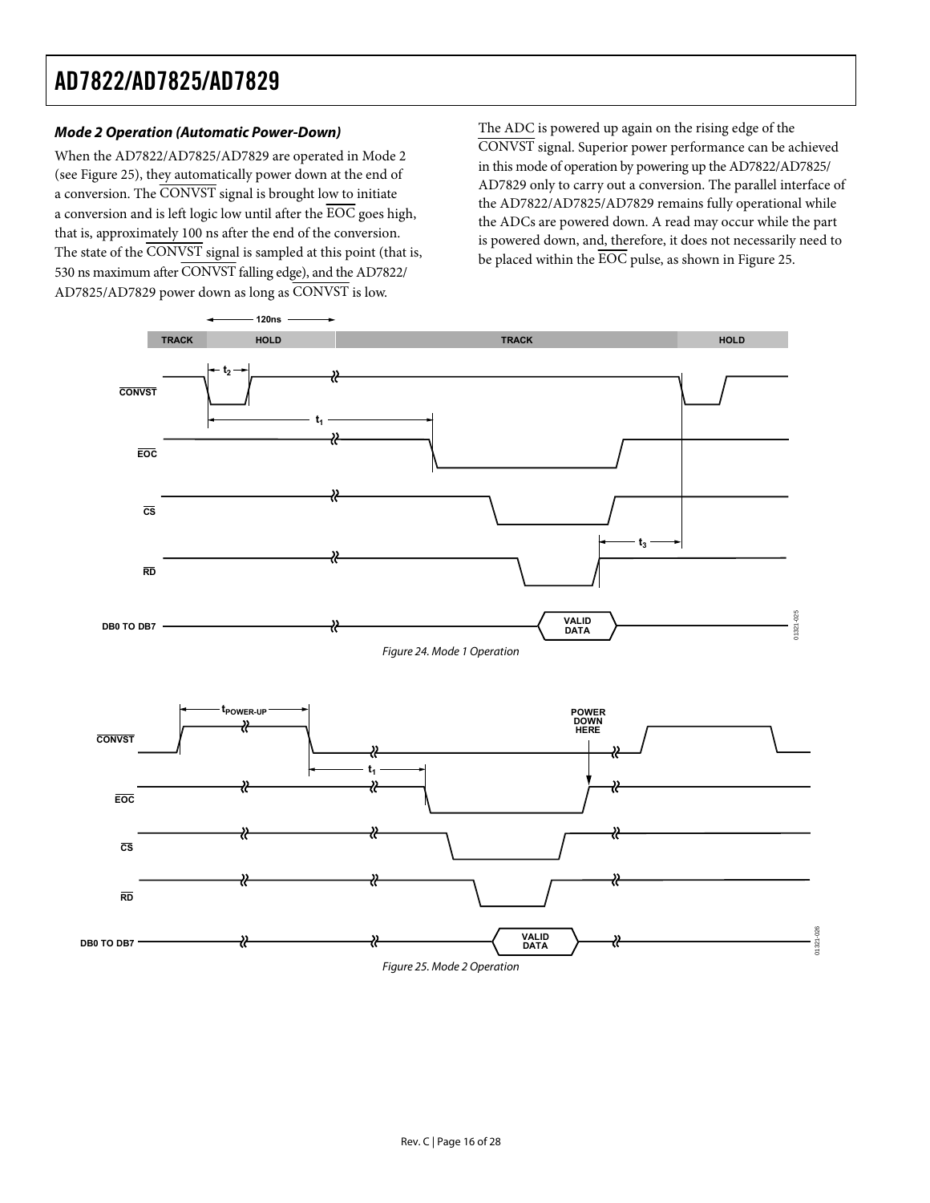### *Mode 2 Operation (Automatic Power-Down)*

When the AD7822/AD7825/AD7829 are operated in Mode 2 (see Figure 25), they automatically power down at the end of a conversion. The $\overline{\text{CONVST}}$ signal is brought low to initiate a conversion and is left logic low until after the $\overline{\text{EOC}}$ goes high, that is, approximately 100 ns after the end of the conversion. The state of the $\overline{\text{CONVST}}$ signal is sampled at this point (that is, 530 ns maximum after $\overline{\text{CONVST}}$ falling edge), and the AD7822/AD7825/AD7829 power down as long as $\overline{\text{CONVST}}$ is low. The ADC is powered up again on the rising edge of the $\overline{\text{CONVST}}$ signal. Superior power performance can be achieved in this mode of operation by powering up the AD7822/AD7825/AD7829 only to carry out a conversion. The parallel interface of the AD7822/AD7825/AD7829 remains fully operational while the ADCs are powered down. A read may occur while the part is powered down, and, therefore, it does not necessarily need to be placed within the $\overline{\text{EOC}}$ pulse, as shown in Figure 25.

*Figure 24. Mode 1 Operation*

*Figure 25. Mode 2 Operation*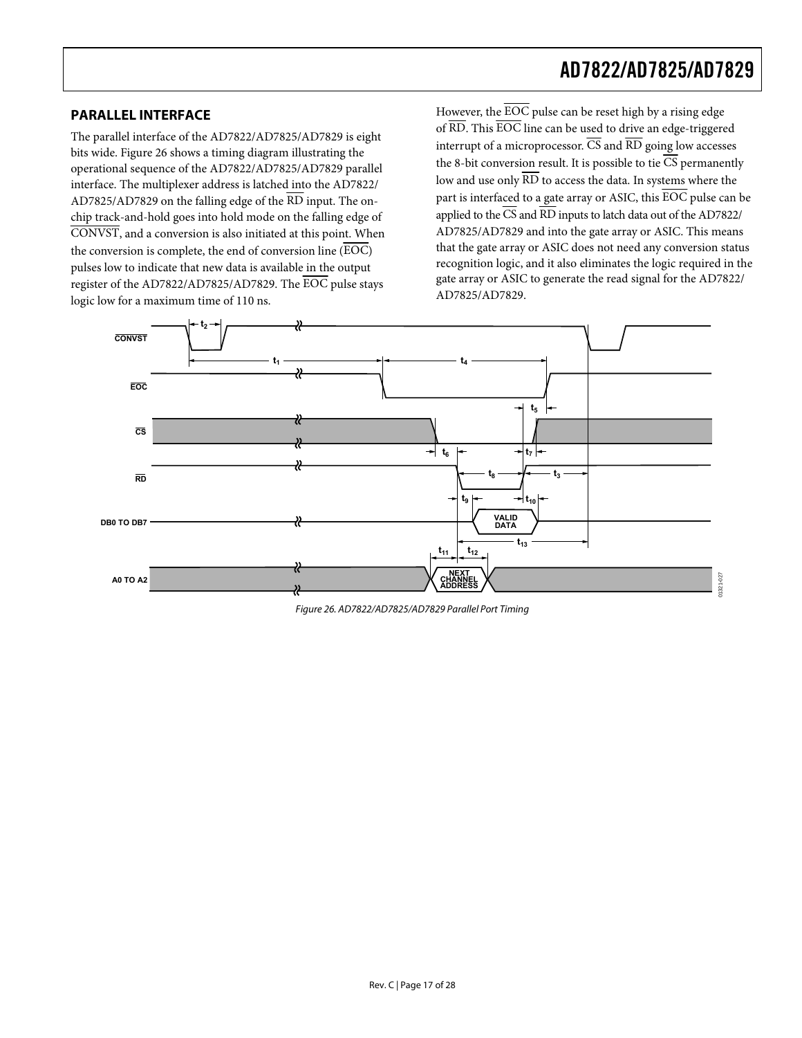## PARALLEL INTERFACE

The parallel interface of the AD7822/AD7825/AD7829 is eight bits wide. Figure 26 shows a timing diagram illustrating the operational sequence of the AD7822/AD7825/AD7829 parallel interface. The multiplexer address is latched into the AD7822/AD7825/AD7829 on the falling edge of the $\overline{RD}$ input. The on-chip track-and-hold goes into hold mode on the falling edge of $\overline{CONVST}$, and a conversion is also initiated at this point. When the conversion is complete, the end of conversion line ($\overline{EOC}$) pulses low to indicate that new data is available in the output register of the AD7822/AD7825/AD7829. The $\overline{EOC}$ pulse stays logic low for a maximum time of 110 ns.

However, the $\overline{EOC}$ pulse can be reset high by a rising edge of $\overline{RD}$. This $\overline{EOC}$ line can be used to drive an edge-triggered interrupt of a microprocessor. $\overline{CS}$ and $\overline{RD}$ going low accesses the 8-bit conversion result. It is possible to tie $\overline{CS}$ permanently low and use only $\overline{RD}$ to access the data. In systems where the part is interfaced to a gate array or ASIC, this $\overline{EOC}$ pulse can be applied to the $\overline{CS}$ and $\overline{RD}$ inputs to latch data out of the AD7822/AD7825/AD7829 and into the gate array or ASIC. This means that the gate array or ASIC does not need any conversion status recognition logic, and it also eliminates the logic required in the gate array or ASIC to generate the read signal for the AD7822/AD7825/AD7829.

*Figure 26. AD7822/AD7825/AD7829 Parallel Port Timing*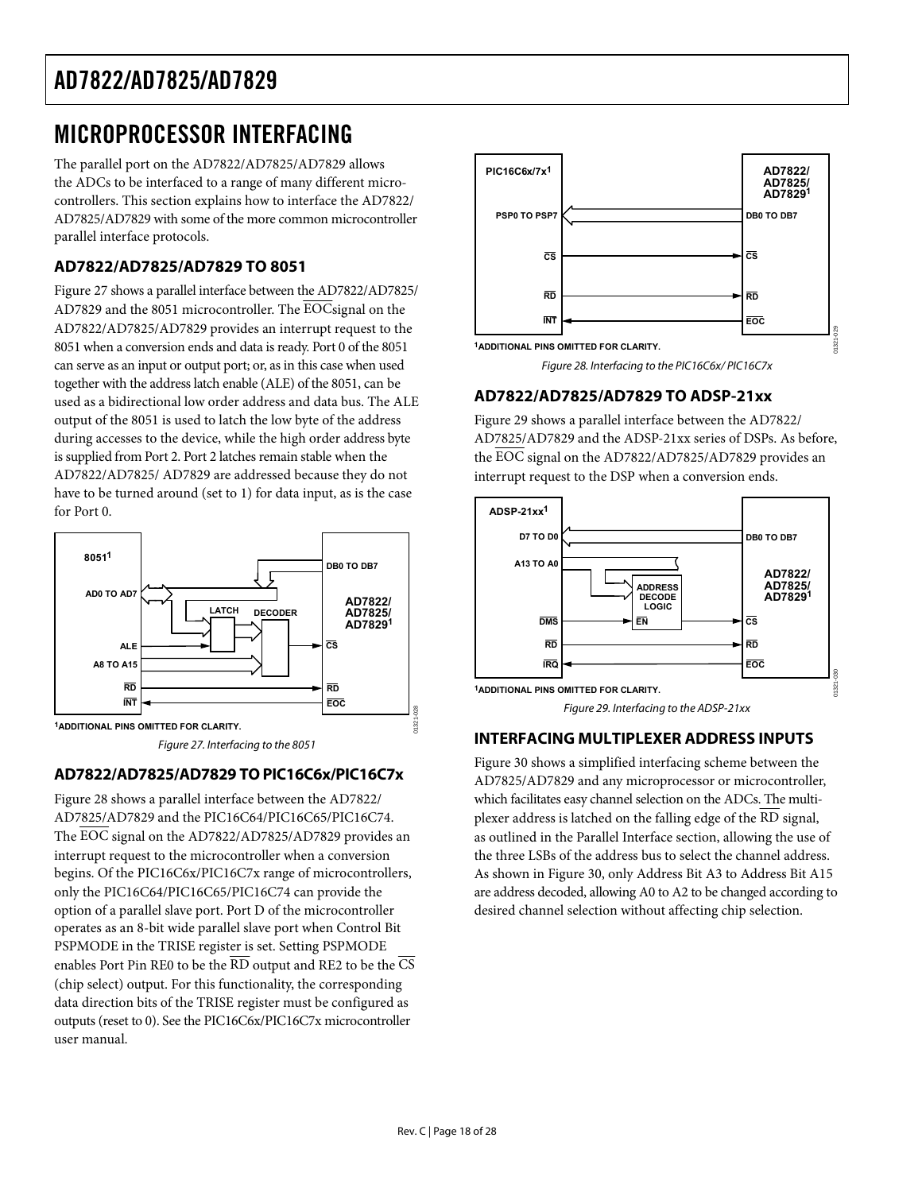# MICROPROCESSOR INTERFACING

The parallel port on the AD7822/AD7825/AD7829 allows the ADCs to be interfaced to a range of many different microcontrollers. This section explains how to interface the AD7822/AD7825/AD7829 with some of the more common microcontroller parallel interface protocols.

## AD7822/AD7825/AD7829 TO 8051

Figure 27 shows a parallel interface between the AD7822/AD7825/AD7829 and the 8051 microcontroller. The EOC signal on the AD7822/AD7825/AD7829 provides an interrupt request to the 8051 when a conversion ends and data is ready. Port 0 of the 8051 can serve as an input or output port; or, as in this case when used together with the address latch enable (ALE) of the 8051, can be used as a bidirectional low order address and data bus. The ALE output of the 8051 is used to latch the low byte of the address during accesses to the device, while the high order address byte is supplied from Port 2. Port 2 latches remain stable when the AD7822/AD7825/ AD7829 are addressed because they do not have to be turned around (set to 1) for data input, as is the case for Port 0.

[1]ADDITIONAL PINS OMITTED FOR CLARITY.

*Figure 27. Interfacing to the 8051*

## AD7822/AD7825/AD7829 TO PIC16C6x/PIC16C7x

Figure 28 shows a parallel interface between the AD7822/AD7825/AD7829 and the PIC16C64/PIC16C65/PIC16C74. The EOC signal on the AD7822/AD7825/AD7829 provides an interrupt request to the microcontroller when a conversion begins. Of the PIC16C6x/PIC16C7x range of microcontrollers, only the PIC16C64/PIC16C65/PIC16C74 can provide the option of a parallel slave port. Port D of the microcontroller operates as an 8-bit wide parallel slave port when Control Bit PSPMODE in the TRISE register is set. Setting PSPMODE enables Port Pin RE0 to be the RD output and RE2 to be the CS (chip select) output. For this functionality, the corresponding data direction bits of the TRISE register must be configured as outputs (reset to 0). See the PIC16C6x/PIC16C7x microcontroller user manual.

[1]ADDITIONAL PINS OMITTED FOR CLARITY.

*Figure 28. Interfacing to the PIC16C6x/ PIC16C7x*

## AD7822/AD7825/AD7829 TO ADSP-21xx

Figure 29 shows a parallel interface between the AD7822/AD7825/AD7829 and the ADSP-21xx series of DSPs. As before, the EOC signal on the AD7822/AD7825/AD7829 provides an interrupt request to the DSP when a conversion ends.

[1]ADDITIONAL PINS OMITTED FOR CLARITY.

*Figure 29. Interfacing to the ADSP-21xx*

## INTERFACING MULTIPLEXER ADDRESS INPUTS

Figure 30 shows a simplified interfacing scheme between the AD7825/AD7829 and any microprocessor or microcontroller, which facilitates easy channel selection on the ADCs. The multiplexer address is latched on the falling edge of the RD signal, as outlined in the Parallel Interface section, allowing the use of the three LSBs of the address bus to select the channel address. As shown in Figure 30, only Address Bit A3 to Address Bit A15 are address decoded, allowing A0 to A2 to be changed according to desired channel selection without affecting chip selection.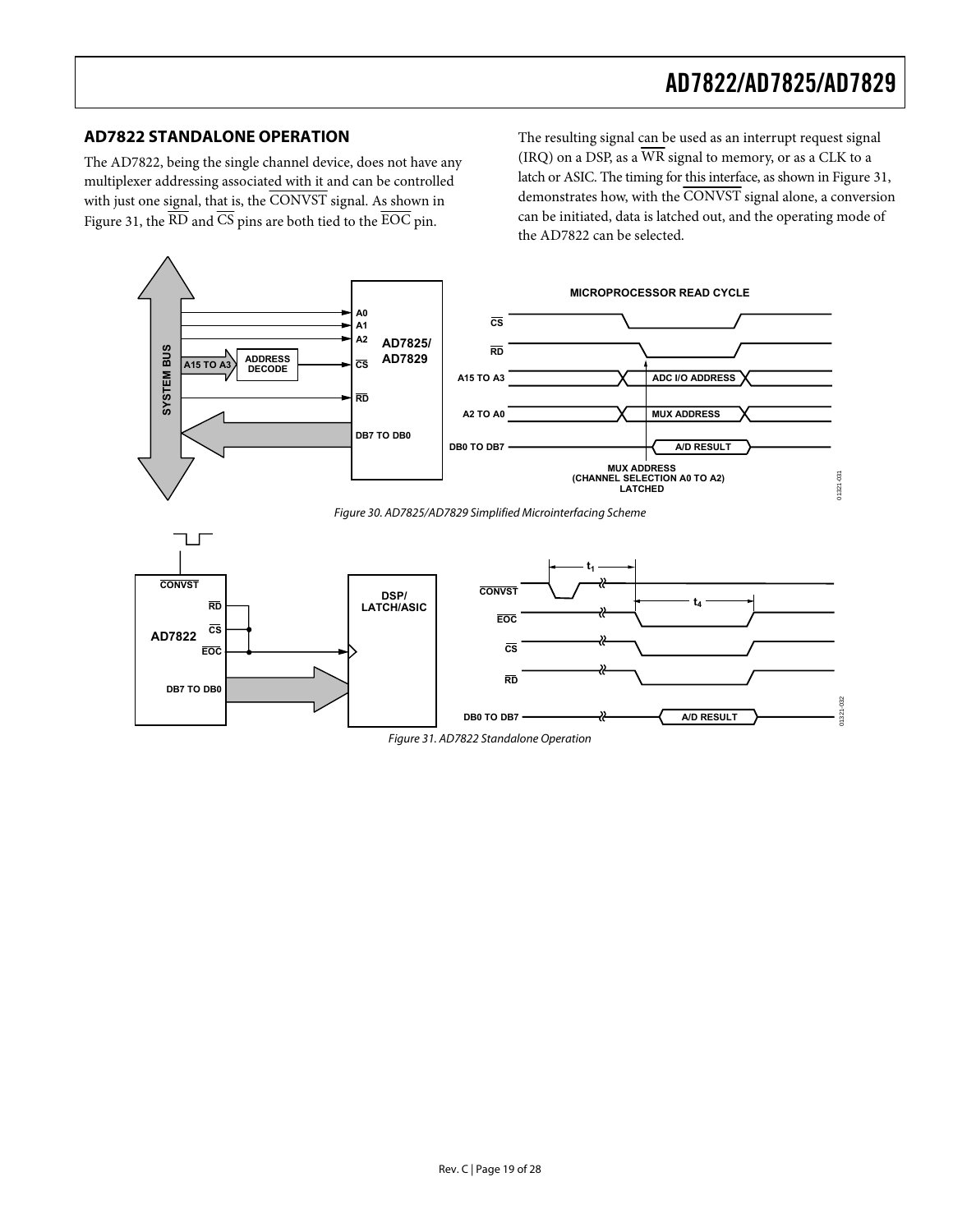## AD7822 STANDALONE OPERATION

The AD7822, being the single channel device, does not have any multiplexer addressing associated with it and can be controlled with just one signal, that is, the $\overline{\text{CONVST}}$ signal. As shown in Figure 31, the $\overline{\text{RD}}$ and $\overline{\text{CS}}$ pins are both tied to the $\overline{\text{EOC}}$ pin.

The resulting signal can be used as an interrupt request signal (IRQ) on a DSP, as a $\overline{\text{WR}}$ signal to memory, or as a CLK to a latch or ASIC. The timing for this interface, as shown in Figure 31, demonstrates how, with the $\overline{\text{CONVST}}$ signal alone, a conversion can be initiated, data is latched out, and the operating mode of the AD7822 can be selected.

Figure 30. AD7825/AD7829 Simplified Microinterfacing Scheme

Figure 31. AD7822 Standalone Operation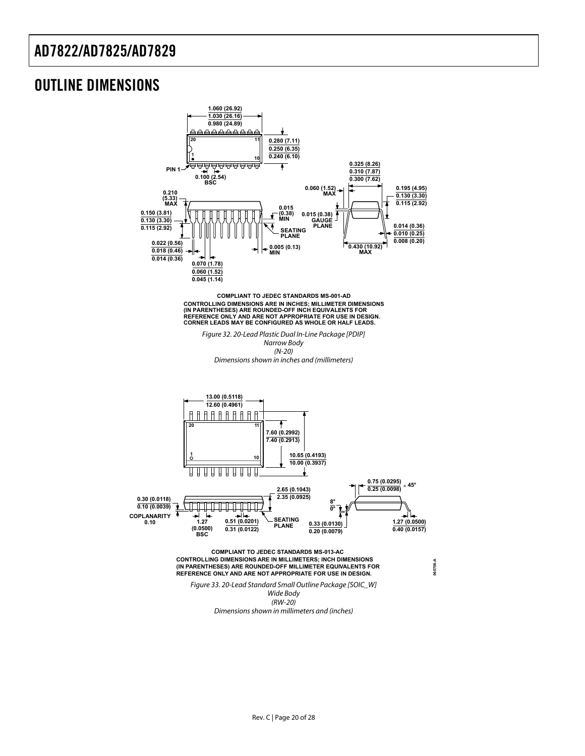## OUTLINE DIMENSIONS

COMPLIANT TO JEDEC STANDARDS MS-001-AD
CONTROLLING DIMENSIONS ARE IN INCHES; MILLIMETER DIMENSIONS (IN PARENTHESES) ARE ROUNDED-OFF INCH EQUIVALENTS FOR REFERENCE ONLY AND ARE NOT APPROPRIATE FOR USE IN DESIGN.
CORNER LEADS MAY BE CONFIGURED AS WHOLE OR HALF LEADS.

*Figure 32. 20-Lead Plastic Dual In-Line Package [PDIP]*
*Narrow Body*
*(N-20)*
*Dimensions shown in inches and (millimeters)*

COMPLIANT TO JEDEC STANDARDS MS-013-AC
CONTROLLING DIMENSIONS ARE IN MILLIMETERS; INCH DIMENSIONS (IN PARENTHESES) ARE ROUNDED-OFF MILLIMETER EQUIVALENTS FOR REFERENCE ONLY AND ARE NOT APPROPRIATE FOR USE IN DESIGN.

*Figure 33. 20-Lead Standard Small Outline Package [SOIC_W]*
*Wide Body*
*(RW-20)*
*Dimensions shown in millimeters and (inches)*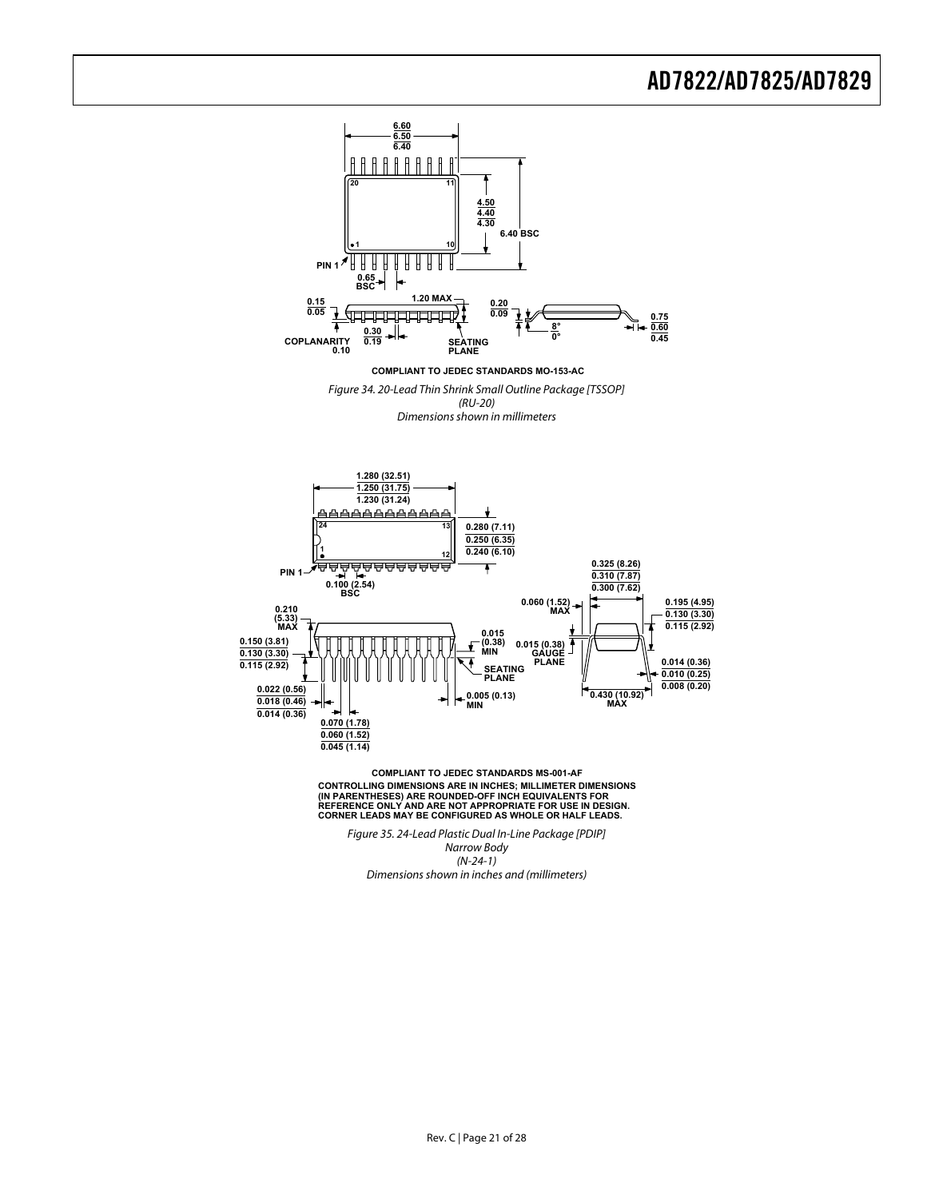COMPLIANT TO JEDEC STANDARDS MO-153-AC

*Figure 34. 20-Lead Thin Shrink Small Outline Package [TSSOP] (RU-20) Dimensions shown in millimeters*

COMPLIANT TO JEDEC STANDARDS MS-001-AF
CONTROLLING DIMENSIONS ARE IN INCHES; MILLIMETER DIMENSIONS (IN PARENTHESES) ARE ROUNDED-OFF INCH EQUIVALENTS FOR REFERENCE ONLY AND ARE NOT APPROPRIATE FOR USE IN DESIGN.
CORNER LEADS MAY BE CONFIGURED AS WHOLE OR HALF LEADS.

*Figure 35. 24-Lead Plastic Dual In-Line Package [PDIP] Narrow Body (N-24-1) Dimensions shown in inches and (millimeters)*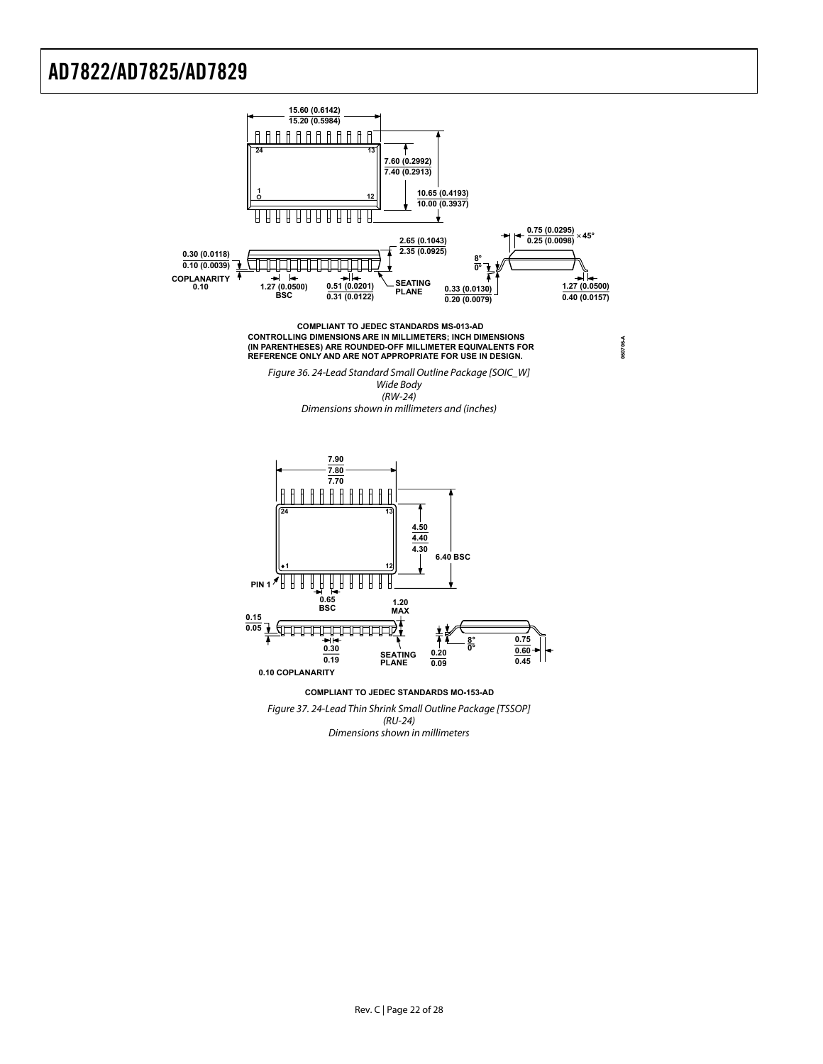COMPLIANT TO JEDEC STANDARDS MS-013-AD
CONTROLLING DIMENSIONS ARE IN MILLIMETERS; INCH DIMENSIONS (IN PARENTHESES) ARE ROUNDED-OFF MILLIMETER EQUIVALENTS FOR REFERENCE ONLY AND ARE NOT APPROPRIATE FOR USE IN DESIGN.

*Figure 36. 24-Lead Standard Small Outline Package [SOIC_W] Wide Body (RW-24) Dimensions shown in millimeters and (inches)*

COMPLIANT TO JEDEC STANDARDS MO-153-AD

*Figure 37. 24-Lead Thin Shrink Small Outline Package [TSSOP] (RU-24) Dimensions shown in millimeters*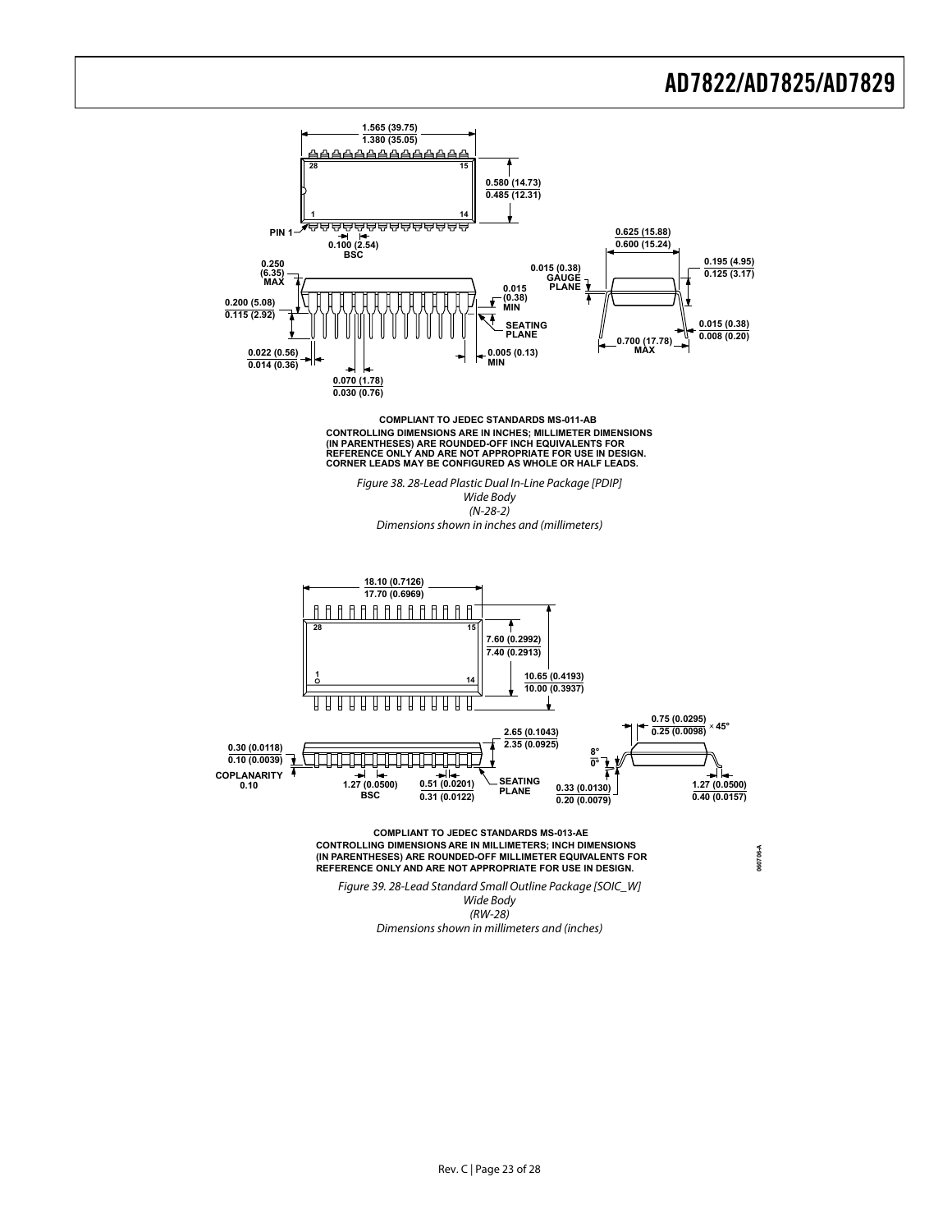COMPLIANT TO JEDEC STANDARDS MS-011-AB
CONTROLLING DIMENSIONS ARE IN INCHES; MILLIMETER DIMENSIONS (IN PARENTHESES) ARE ROUNDED-OFF INCH EQUIVALENTS FOR REFERENCE ONLY AND ARE NOT APPROPRIATE FOR USE IN DESIGN.
CORNER LEADS MAY BE CONFIGURED AS WHOLE OR HALF LEADS.

*Figure 38. 28-Lead Plastic Dual In-Line Package [PDIP]*
*Wide Body*
*(N-28-2)*
*Dimensions shown in inches and (millimeters)*

COMPLIANT TO JEDEC STANDARDS MS-013-AE
CONTROLLING DIMENSIONS ARE IN MILLIMETERS; INCH DIMENSIONS (IN PARENTHESES) ARE ROUNDED-OFF MILLIMETER EQUIVALENTS FOR REFERENCE ONLY AND ARE NOT APPROPRIATE FOR USE IN DESIGN.

*Figure 39. 28-Lead Standard Small Outline Package [SOIC_W]*
*Wide Body*
*(RW-28)*
*Dimensions shown in millimeters and (inches)*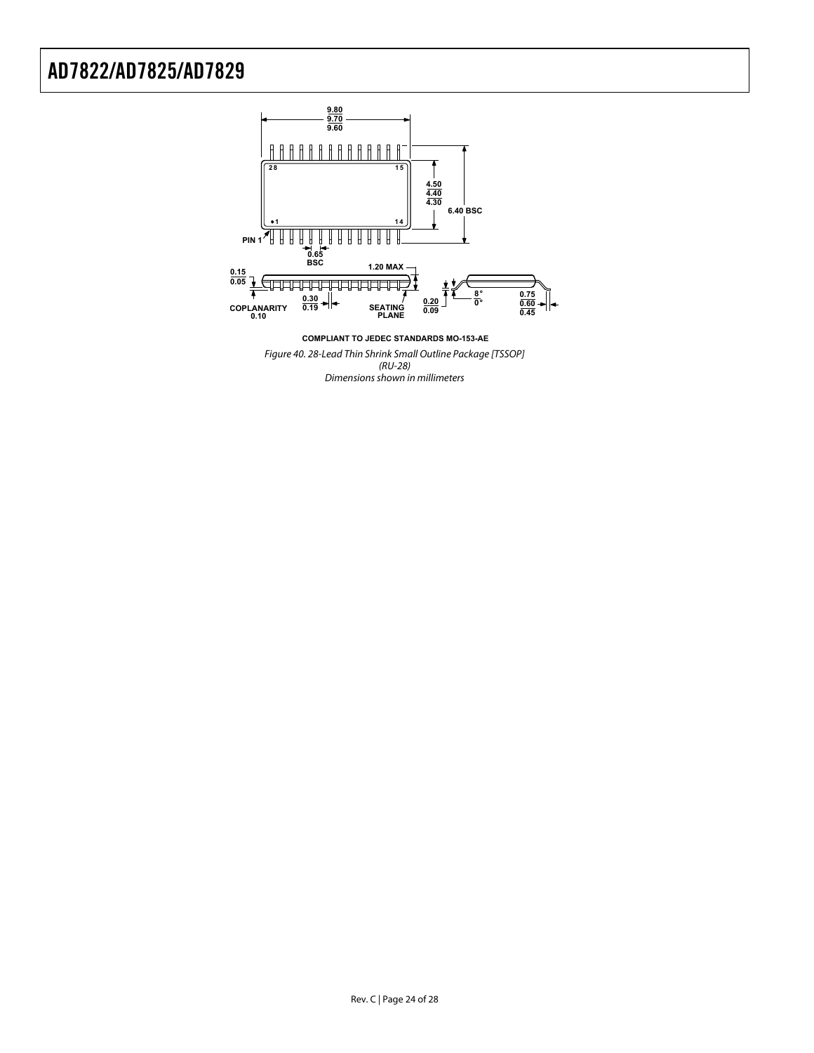9.80
9.70
9.60

28 15

1 14

PIN 1

4.50
4.40
4.30

6.40 BSC

0.65
BSC

0.15
0.05

COPLANARITY
0.10

0.30
0.19

1.20 MAX

SEATING
PLANE

0.20
0.09

8°
0°

0.75
0.60
0.45

COMPLIANT TO JEDEC STANDARDS MO-153-AE

*Figure 40. 28-Lead Thin Shrink Small Outline Package [TSSOP]*
*(RU-28)*
*Dimensions shown in millimeters*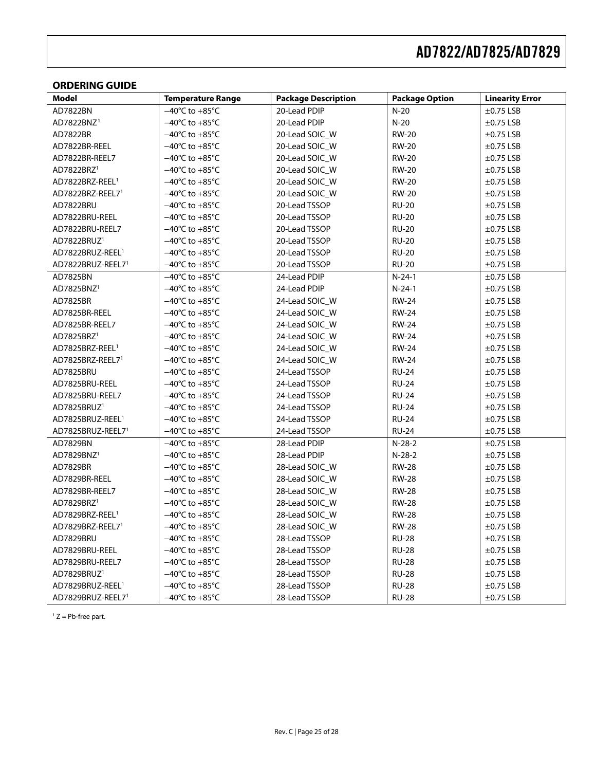## ORDERING GUIDE

| Model | Temperature Range | Package Description | Package Option | Linearity Error |
|---|---|---|---|---|
| AD7822BN | −40°C to +85°C | 20-Lead PDIP | N-20 | ±0.75 LSB |
| AD7822BNZ[1] | −40°C to +85°C | 20-Lead PDIP | N-20 | ±0.75 LSB |
| AD7822BR | −40°C to +85°C | 20-Lead SOIC_W | RW-20 | ±0.75 LSB |
| AD7822BR-REEL | −40°C to +85°C | 20-Lead SOIC_W | RW-20 | ±0.75 LSB |
| AD7822BR-REEL7 | −40°C to +85°C | 20-Lead SOIC_W | RW-20 | ±0.75 LSB |
| AD7822BRZ[1] | −40°C to +85°C | 20-Lead SOIC_W | RW-20 | ±0.75 LSB |
| AD7822BRZ-REEL[1] | −40°C to +85°C | 20-Lead SOIC_W | RW-20 | ±0.75 LSB |
| AD7822BRZ-REEL7[1] | −40°C to +85°C | 20-Lead SOIC_W | RW-20 | ±0.75 LSB |
| AD7822BRU | −40°C to +85°C | 20-Lead TSSOP | RU-20 | ±0.75 LSB |
| AD7822BRU-REEL | −40°C to +85°C | 20-Lead TSSOP | RU-20 | ±0.75 LSB |
| AD7822BRU-REEL7 | −40°C to +85°C | 20-Lead TSSOP | RU-20 | ±0.75 LSB |
| AD7822BRUZ[1] | −40°C to +85°C | 20-Lead TSSOP | RU-20 | ±0.75 LSB |
| AD7822BRUZ-REEL[1] | −40°C to +85°C | 20-Lead TSSOP | RU-20 | ±0.75 LSB |
| AD7822BRUZ-REEL7[1] | −40°C to +85°C | 20-Lead TSSOP | RU-20 | ±0.75 LSB |
| AD7825BN | −40°C to +85°C | 24-Lead PDIP | N-24-1 | ±0.75 LSB |
| AD7825BNZ[1] | −40°C to +85°C | 24-Lead PDIP | N-24-1 | ±0.75 LSB |
| AD7825BR | −40°C to +85°C | 24-Lead SOIC_W | RW-24 | ±0.75 LSB |
| AD7825BR-REEL | −40°C to +85°C | 24-Lead SOIC_W | RW-24 | ±0.75 LSB |
| AD7825BR-REEL7 | −40°C to +85°C | 24-Lead SOIC_W | RW-24 | ±0.75 LSB |
| AD7825BRZ[1] | −40°C to +85°C | 24-Lead SOIC_W | RW-24 | ±0.75 LSB |
| AD7825BRZ-REEL[1] | −40°C to +85°C | 24-Lead SOIC_W | RW-24 | ±0.75 LSB |
| AD7825BRZ-REEL7[1] | −40°C to +85°C | 24-Lead SOIC_W | RW-24 | ±0.75 LSB |
| AD7825BRU | −40°C to +85°C | 24-Lead TSSOP | RU-24 | ±0.75 LSB |
| AD7825BRU-REEL | −40°C to +85°C | 24-Lead TSSOP | RU-24 | ±0.75 LSB |
| AD7825BRU-REEL7 | −40°C to +85°C | 24-Lead TSSOP | RU-24 | ±0.75 LSB |
| AD7825BRUZ[1] | −40°C to +85°C | 24-Lead TSSOP | RU-24 | ±0.75 LSB |
| AD7825BRUZ-REEL[1] | −40°C to +85°C | 24-Lead TSSOP | RU-24 | ±0.75 LSB |
| AD7825BRUZ-REEL7[1] | −40°C to +85°C | 24-Lead TSSOP | RU-24 | ±0.75 LSB |
| AD7829BN | −40°C to +85°C | 28-Lead PDIP | N-28-2 | ±0.75 LSB |
| AD7829BNZ[1] | −40°C to +85°C | 28-Lead PDIP | N-28-2 | ±0.75 LSB |
| AD7829BR | −40°C to +85°C | 28-Lead SOIC_W | RW-28 | ±0.75 LSB |
| AD7829BR-REEL | −40°C to +85°C | 28-Lead SOIC_W | RW-28 | ±0.75 LSB |
| AD7829BR-REEL7 | −40°C to +85°C | 28-Lead SOIC_W | RW-28 | ±0.75 LSB |
| AD7829BRZ[1] | −40°C to +85°C | 28-Lead SOIC_W | RW-28 | ±0.75 LSB |
| AD7829BRZ-REEL[1] | −40°C to +85°C | 28-Lead SOIC_W | RW-28 | ±0.75 LSB |
| AD7829BRZ-REEL7[1] | −40°C to +85°C | 28-Lead SOIC_W | RW-28 | ±0.75 LSB |
| AD7829BRU | −40°C to +85°C | 28-Lead TSSOP | RU-28 | ±0.75 LSB |
| AD7829BRU-REEL | −40°C to +85°C | 28-Lead TSSOP | RU-28 | ±0.75 LSB |
| AD7829BRU-REEL7 | −40°C to +85°C | 28-Lead TSSOP | RU-28 | ±0.75 LSB |
| AD7829BRUZ[1] | −40°C to +85°C | 28-Lead TSSOP | RU-28 | ±0.75 LSB |
| AD7829BRUZ-REEL[1] | −40°C to +85°C | 28-Lead TSSOP | RU-28 | ±0.75 LSB |
| AD7829BRUZ-REEL7[1] | −40°C to +85°C | 28-Lead TSSOP | RU-28 | ±0.75 LSB |

[1] Z = Pb-free part.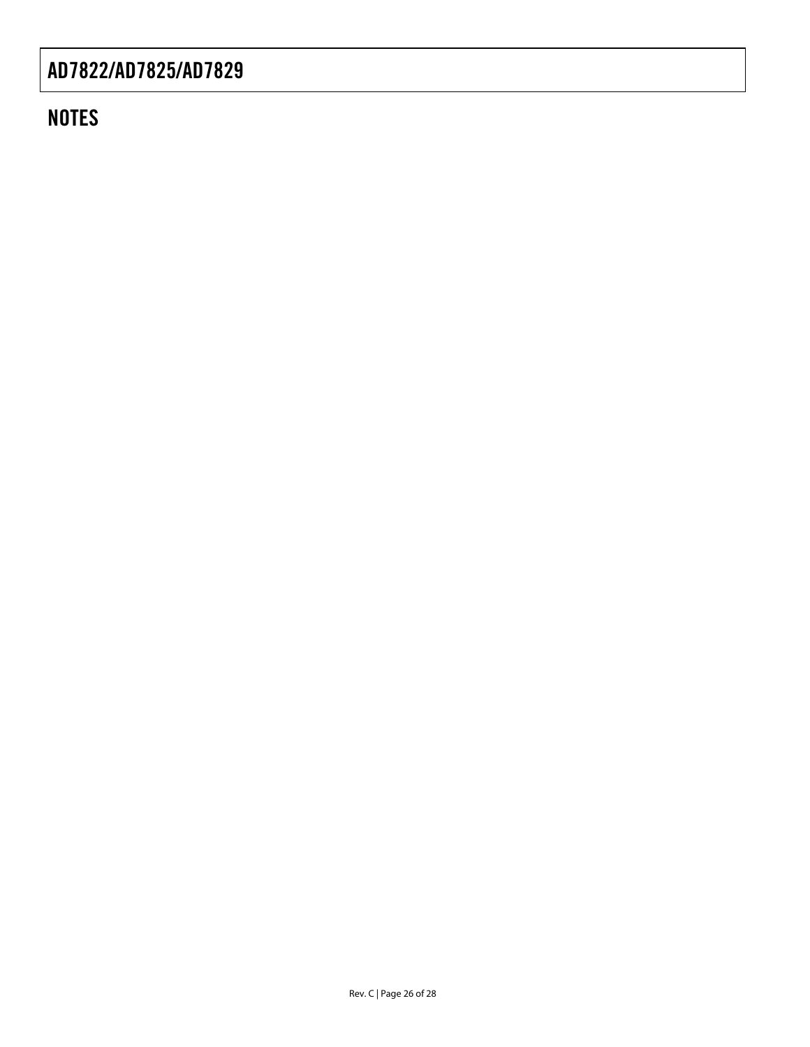## NOTES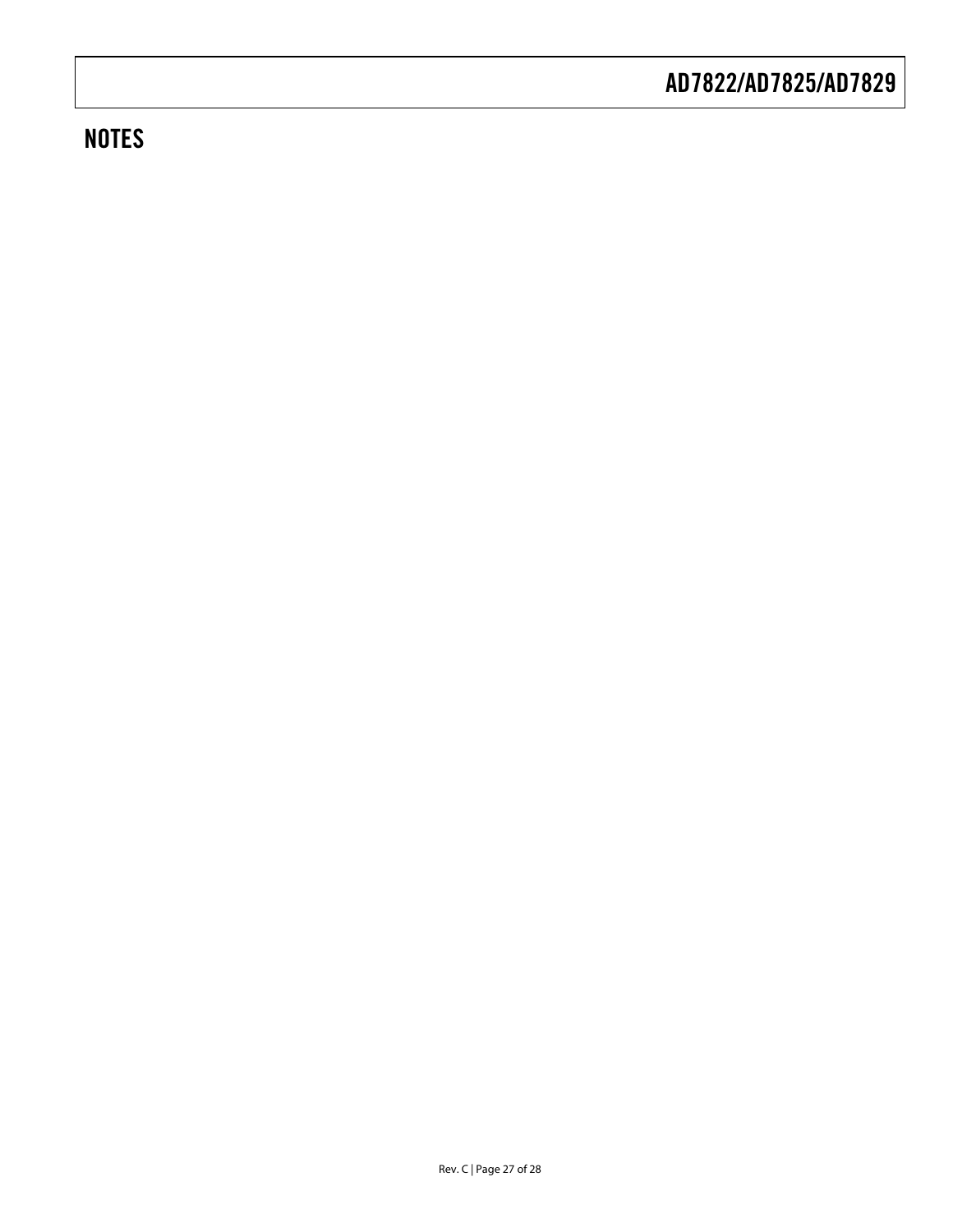## NOTES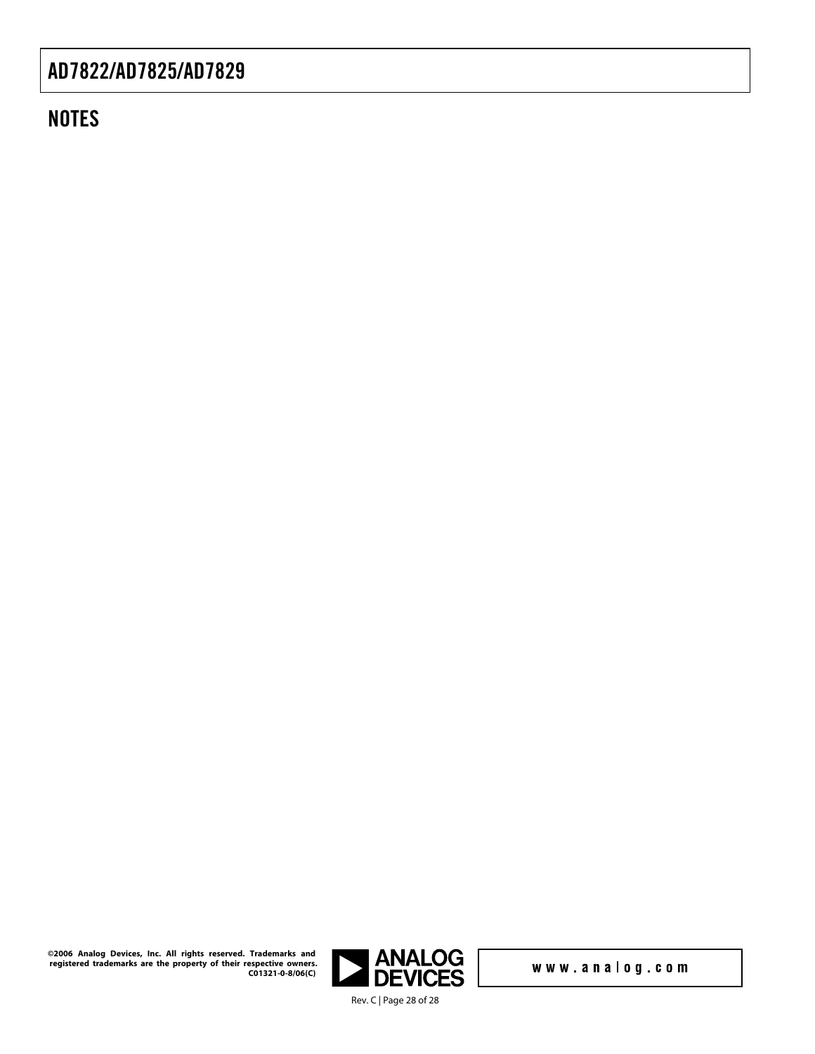## NOTES

©2006 Analog Devices, Inc. All rights reserved. Trademarks and registered trademarks are the property of their respective owners.
C01321-0-8/06(C)